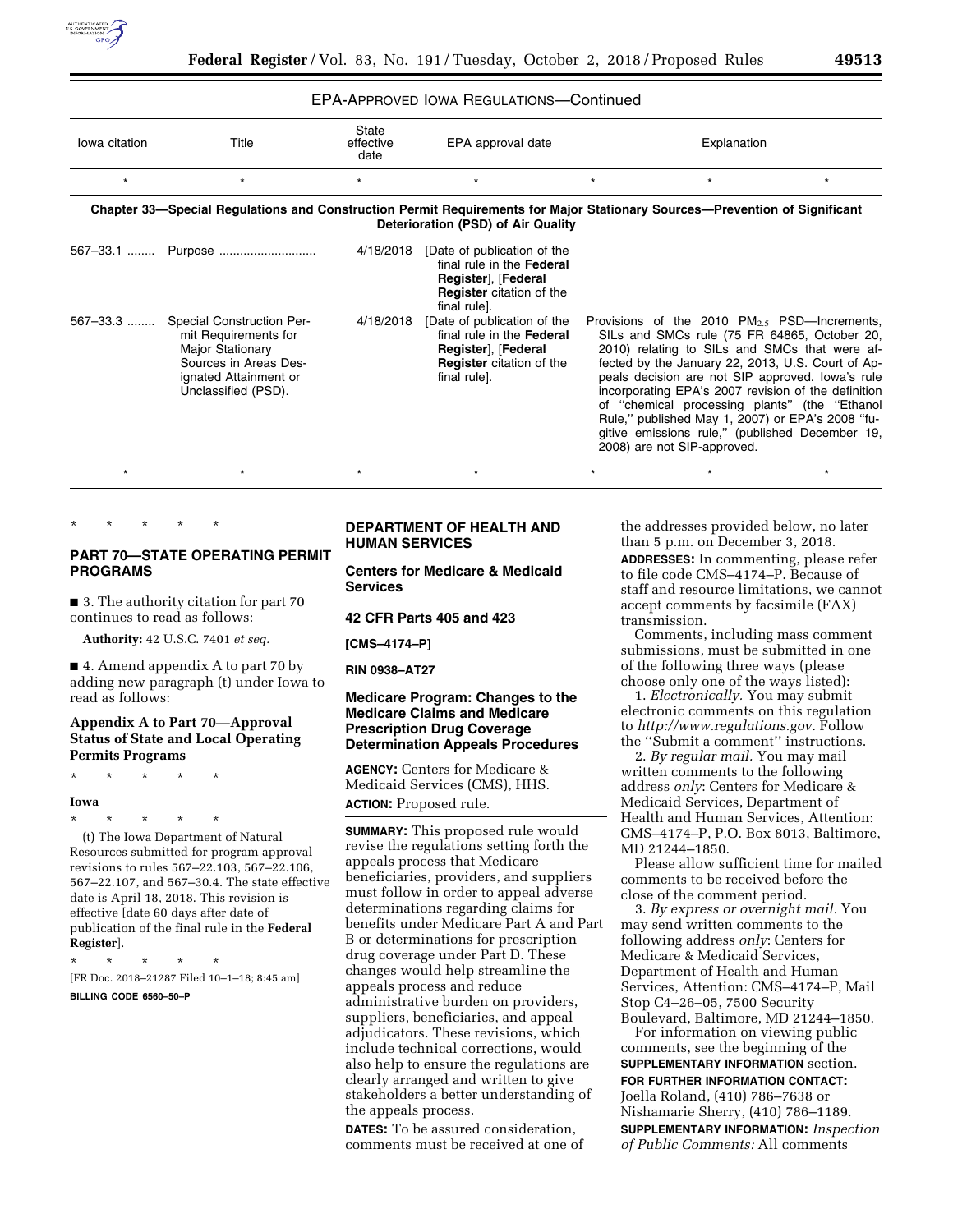EPA-APPROVED IOWA REGULATIONS—Continued

| Iowa citation | Title | State effective date | EPA approval date | Explanation |
| --- | --- | --- | --- | --- |
| * | * | * | * | * * * |
| **Chapter 33—Special Regulations and Construction Permit Requirements for Major Stationary Sources—Prevention of Significant Deterioration (PSD) of Air Quality** | | | | |
| 567–33.1 | Purpose | 4/18/2018 | [Date of publication of the final rule in the **Federal Register**], [**Federal Register** citation of the final rule]. | |
| 567–33.3 | Special Construction Permit Requirements for Major Stationary Sources in Areas Designated Attainment or Unclassified (PSD). | 4/18/2018 | [Date of publication of the final rule in the **Federal Register**], [**Federal Register** citation of the final rule]. | Provisions of the 2010 $PM_{2.5}$ PSD—Increments, SILs and SMCs rule (75 FR 64865, October 20, 2010) relating to SILs and SMCs that were affected by the January 22, 2013, U.S. Court of Appeals decision are not SIP approved. Iowa's rule incorporating EPA's 2007 revision of the definition of "chemical processing plants" (the "Ethanol Rule," published May 1, 2007) or EPA's 2008 "fugitive emissions rule," (published December 19, 2008) are not SIP-approved. |
| * | * | * | * | * * * |

\* \* \* \* \*

## PART 70—STATE OPERATING PERMIT PROGRAMS

■ 3. The authority citation for part 70 continues to read as follows:

**Authority:** 42 U.S.C. 7401 *et seq.*

■ 4. Amend appendix A to part 70 by adding new paragraph (t) under Iowa to read as follows:

### Appendix A to Part 70—Approval Status of State and Local Operating Permits Programs

\* \* \* \* \*

**Iowa**

\* \* \* \* \*

(t) The Iowa Department of Natural Resources submitted for program approval revisions to rules 567–22.103, 567–22.106, 567–22.107, and 567–30.4. The state effective date is April 18, 2018. This revision is effective [date 60 days after date of publication of the final rule in the **Federal Register**].

\* \* \* \* \*

[FR Doc. 2018–21287 Filed 10–1–18; 8:45 am]

**BILLING CODE 6560–50–P**

## DEPARTMENT OF HEALTH AND HUMAN SERVICES

### Centers for Medicare & Medicaid Services

### 42 CFR Parts 405 and 423

**[CMS–4174–P]**

**RIN 0938–AT27**

### Medicare Program: Changes to the Medicare Claims and Medicare Prescription Drug Coverage Determination Appeals Procedures

**AGENCY:** Centers for Medicare & Medicaid Services (CMS), HHS.

**ACTION:** Proposed rule.

**SUMMARY:** This proposed rule would revise the regulations setting forth the appeals process that Medicare beneficiaries, providers, and suppliers must follow in order to appeal adverse determinations regarding claims for benefits under Medicare Part A and Part B or determinations for prescription drug coverage under Part D. These changes would help streamline the appeals process and reduce administrative burden on providers, suppliers, beneficiaries, and appeal adjudicators. These revisions, which include technical corrections, would also help to ensure the regulations are clearly arranged and written to give stakeholders a better understanding of the appeals process.

**DATES:** To be assured consideration, comments must be received at one of the addresses provided below, no later than 5 p.m. on December 3, 2018.

**ADDRESSES:** In commenting, please refer to file code CMS–4174–P. Because of staff and resource limitations, we cannot accept comments by facsimile (FAX) transmission.

Comments, including mass comment submissions, must be submitted in one of the following three ways (please choose only one of the ways listed):

1. *Electronically.* You may submit electronic comments on this regulation to *http://www.regulations.gov.* Follow the "Submit a comment" instructions.

2. *By regular mail.* You may mail written comments to the following address *only*: Centers for Medicare & Medicaid Services, Department of Health and Human Services, Attention: CMS–4174–P, P.O. Box 8013, Baltimore, MD 21244–1850.

Please allow sufficient time for mailed comments to be received before the close of the comment period.

3. *By express or overnight mail.* You may send written comments to the following address *only*: Centers for Medicare & Medicaid Services, Department of Health and Human Services, Attention: CMS–4174–P, Mail Stop C4–26–05, 7500 Security Boulevard, Baltimore, MD 21244–1850.

For information on viewing public comments, see the beginning of the **SUPPLEMENTARY INFORMATION** section.

**FOR FURTHER INFORMATION CONTACT:** Joella Roland, (410) 786–7638 or Nishamarie Sherry, (410) 786–1189.

**SUPPLEMENTARY INFORMATION:** *Inspection of Public Comments:* All comments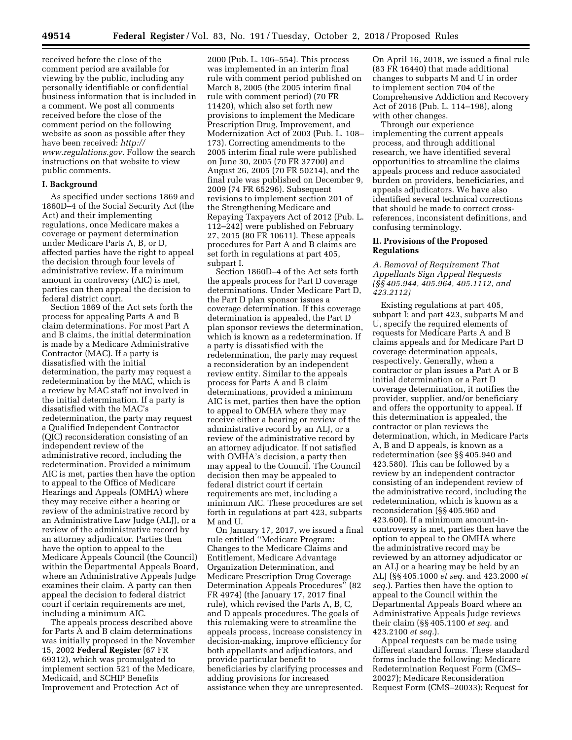received before the close of the comment period are available for viewing by the public, including any personally identifiable or confidential business information that is included in a comment. We post all comments received before the close of the comment period on the following website as soon as possible after they have been received: *http://www.regulations.gov.* Follow the search instructions on that website to view public comments.

## I. Background

As specified under sections 1869 and 1860D–4 of the Social Security Act (the Act) and their implementing regulations, once Medicare makes a coverage or payment determination under Medicare Parts A, B, or D, affected parties have the right to appeal the decision through four levels of administrative review. If a minimum amount in controversy (AIC) is met, parties can then appeal the decision to federal district court.

Section 1869 of the Act sets forth the process for appealing Parts A and B claim determinations. For most Part A and B claims, the initial determination is made by a Medicare Administrative Contractor (MAC). If a party is dissatisfied with the initial determination, the party may request a redetermination by the MAC, which is a review by MAC staff not involved in the initial determination. If a party is dissatisfied with the MAC's redetermination, the party may request a Qualified Independent Contractor (QIC) reconsideration consisting of an independent review of the administrative record, including the redetermination. Provided a minimum AIC is met, parties then have the option to appeal to the Office of Medicare Hearings and Appeals (OMHA) where they may receive either a hearing or review of the administrative record by an Administrative Law Judge (ALJ), or a review of the administrative record by an attorney adjudicator. Parties then have the option to appeal to the Medicare Appeals Council (the Council) within the Departmental Appeals Board, where an Administrative Appeals Judge examines their claim. A party can then appeal the decision to federal district court if certain requirements are met, including a minimum AIC.

The appeals process described above for Parts A and B claim determinations was initially proposed in the November 15, 2002 **Federal Register** (67 FR 69312), which was promulgated to implement section 521 of the Medicare, Medicaid, and SCHIP Benefits Improvement and Protection Act of 2000 (Pub. L. 106–554). This process was implemented in an interim final rule with comment period published on March 8, 2005 (the 2005 interim final rule with comment period) (70 FR 11420), which also set forth new provisions to implement the Medicare Prescription Drug, Improvement, and Modernization Act of 2003 (Pub. L. 108–173). Correcting amendments to the 2005 interim final rule were published on June 30, 2005 (70 FR 37700) and August 26, 2005 (70 FR 50214), and the final rule was published on December 9, 2009 (74 FR 65296). Subsequent revisions to implement section 201 of the Strengthening Medicare and Repaying Taxpayers Act of 2012 (Pub. L. 112–242) were published on February 27, 2015 (80 FR 10611). These appeals procedures for Part A and B claims are set forth in regulations at part 405, subpart I.

Section 1860D–4 of the Act sets forth the appeals process for Part D coverage determinations. Under Medicare Part D, the Part D plan sponsor issues a coverage determination. If this coverage determination is appealed, the Part D plan sponsor reviews the determination, which is known as a redetermination. If a party is dissatisfied with the redetermination, the party may request a reconsideration by an independent review entity. Similar to the appeals process for Parts A and B claim determinations, provided a minimum AIC is met, parties then have the option to appeal to OMHA where they may receive either a hearing or review of the administrative record by an ALJ, or a review of the administrative record by an attorney adjudicator. If not satisfied with OMHA's decision, a party then may appeal to the Council. The Council decision then may be appealed to federal district court if certain requirements are met, including a minimum AIC. These procedures are set forth in regulations at part 423, subparts M and U.

On January 17, 2017, we issued a final rule entitled ''Medicare Program: Changes to the Medicare Claims and Entitlement, Medicare Advantage Organization Determination, and Medicare Prescription Drug Coverage Determination Appeals Procedures'' (82 FR 4974) (the January 17, 2017 final rule), which revised the Parts A, B, C, and D appeals procedures. The goals of this rulemaking were to streamline the appeals process, increase consistency in decision-making, improve efficiency for both appellants and adjudicators, and provide particular benefit to beneficiaries by clarifying processes and adding provisions for increased assistance when they are unrepresented. On April 16, 2018, we issued a final rule (83 FR 16440) that made additional changes to subparts M and U in order to implement section 704 of the Comprehensive Addiction and Recovery Act of 2016 (Pub. L. 114–198), along with other changes.

Through our experience implementing the current appeals process, and through additional research, we have identified several opportunities to streamline the claims appeals process and reduce associated burden on providers, beneficiaries, and appeals adjudicators. We have also identified several technical corrections that should be made to correct cross-references, inconsistent definitions, and confusing terminology.

## II. Provisions of the Proposed Regulations

### *A. Removal of Requirement That Appellants Sign Appeal Requests (§§ 405.944, 405.964, 405.1112, and 423.2112)*

Existing regulations at part 405, subpart I; and part 423, subparts M and U, specify the required elements of requests for Medicare Parts A and B claims appeals and for Medicare Part D coverage determination appeals, respectively. Generally, when a contractor or plan issues a Part A or B initial determination or a Part D coverage determination, it notifies the provider, supplier, and/or beneficiary and offers the opportunity to appeal. If this determination is appealed, the contractor or plan reviews the determination, which, in Medicare Parts A, B and D appeals, is known as a redetermination (see §§ 405.940 and 423.580). This can be followed by a review by an independent contractor consisting of an independent review of the administrative record, including the redetermination, which is known as a reconsideration (§§ 405.960 and 423.600). If a minimum amount-in-controversy is met, parties then have the option to appeal to the OMHA where the administrative record may be reviewed by an attorney adjudicator or an ALJ or a hearing may be held by an ALJ (§§ 405.1000 *et seq.* and 423.2000 *et seq.*). Parties then have the option to appeal to the Council within the Departmental Appeals Board where an Administrative Appeals Judge reviews their claim (§§ 405.1100 *et seq.* and 423.2100 *et seq.*).

Appeal requests can be made using different standard forms. These standard forms include the following: Medicare Redetermination Request Form (CMS–20027); Medicare Reconsideration Request Form (CMS–20033); Request for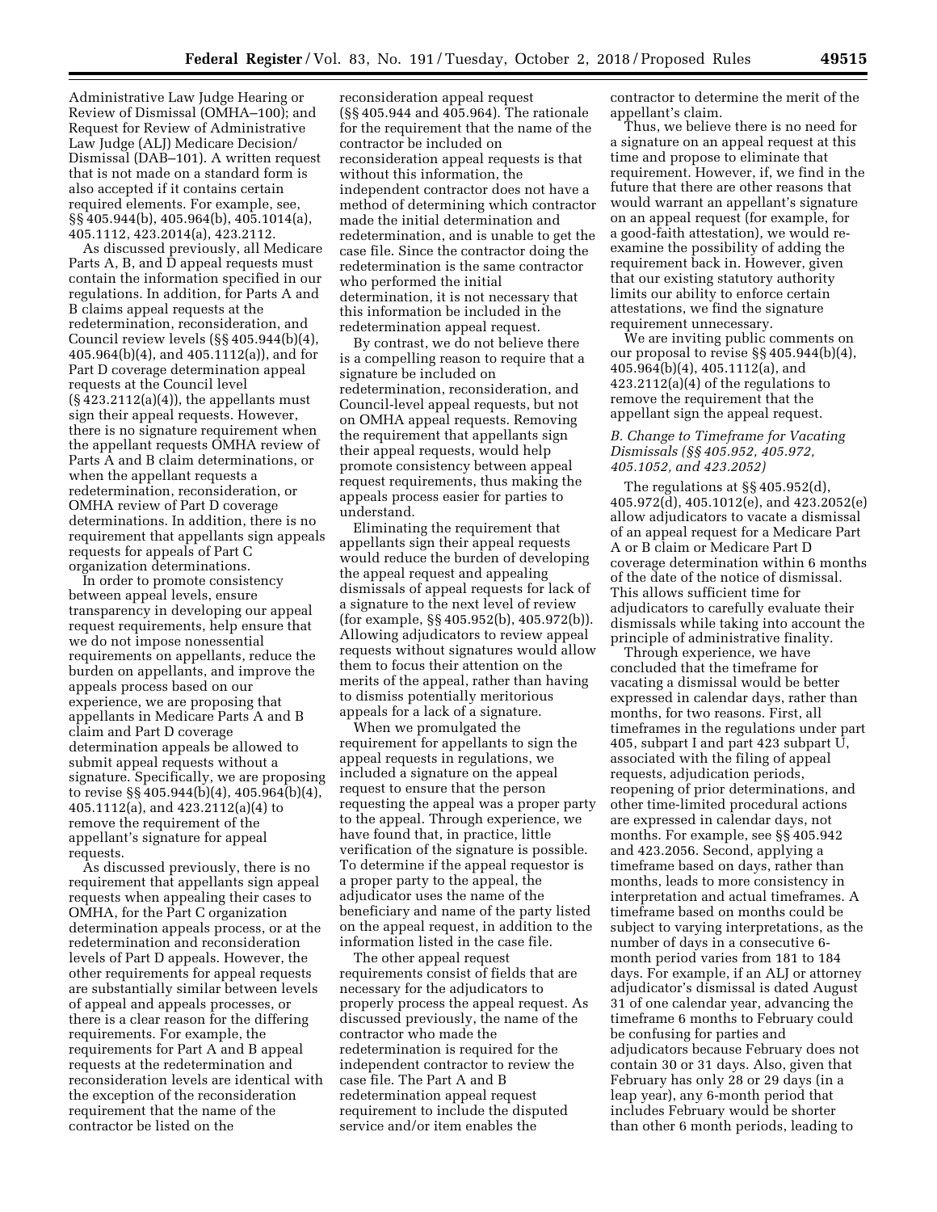Administrative Law Judge Hearing or Review of Dismissal (OMHA–100); and Request for Review of Administrative Law Judge (ALJ) Medicare Decision/Dismissal (DAB–101). A written request that is not made on a standard form is also accepted if it contains certain required elements. For example, see, §§ 405.944(b), 405.964(b), 405.1014(a), 405.1112, 423.2014(a), 423.2112.

As discussed previously, all Medicare Parts A, B, and D appeal requests must contain the information specified in our regulations. In addition, for Parts A and B claims appeal requests at the redetermination, reconsideration, and Council review levels (§§ 405.944(b)(4), 405.964(b)(4), and 405.1112(a)), and for Part D coverage determination appeal requests at the Council level (§ 423.2112(a)(4)), the appellants must sign their appeal requests. However, there is no signature requirement when the appellant requests OMHA review of Parts A and B claim determinations, or when the appellant requests a redetermination, reconsideration, or OMHA review of Part D coverage determinations. In addition, there is no requirement that appellants sign appeals requests for appeals of Part C organization determinations.

In order to promote consistency between appeal levels, ensure transparency in developing our appeal request requirements, help ensure that we do not impose nonessential requirements on appellants, reduce the burden on appellants, and improve the appeals process based on our experience, we are proposing that appellants in Medicare Parts A and B claim and Part D coverage determination appeals be allowed to submit appeal requests without a signature. Specifically, we are proposing to revise §§ 405.944(b)(4), 405.964(b)(4), 405.1112(a), and 423.2112(a)(4) to remove the requirement of the appellant's signature for appeal requests.

As discussed previously, there is no requirement that appellants sign appeal requests when appealing their cases to OMHA, for the Part C organization determination appeals process, or at the redetermination and reconsideration levels of Part D appeals. However, the other requirements for appeal requests are substantially similar between levels of appeal and appeals processes, or there is a clear reason for the differing requirements. For example, the requirements for Part A and B appeal requests at the redetermination and reconsideration levels are identical with the exception of the reconsideration requirement that the name of the contractor be listed on the reconsideration appeal request (§§ 405.944 and 405.964). The rationale for the requirement that the name of the contractor be included on reconsideration appeal requests is that without this information, the independent contractor does not have a method of determining which contractor made the initial determination and redetermination, and is unable to get the case file. Since the contractor doing the redetermination is the same contractor who performed the initial determination, it is not necessary that this information be included in the redetermination appeal request.

By contrast, we do not believe there is a compelling reason to require that a signature be included on redetermination, reconsideration, and Council-level appeal requests, but not on OMHA appeal requests. Removing the requirement that appellants sign their appeal requests, would help promote consistency between appeal request requirements, thus making the appeals process easier for parties to understand.

Eliminating the requirement that appellants sign their appeal requests would reduce the burden of developing the appeal request and appealing dismissals of appeal requests for lack of a signature to the next level of review (for example, §§ 405.952(b), 405.972(b)). Allowing adjudicators to review appeal requests without signatures would allow them to focus their attention on the merits of the appeal, rather than having to dismiss potentially meritorious appeals for a lack of a signature.

When we promulgated the requirement for appellants to sign the appeal requests in regulations, we included a signature on the appeal request to ensure that the person requesting the appeal was a proper party to the appeal. Through experience, we have found that, in practice, little verification of the signature is possible. To determine if the appeal requestor is a proper party to the appeal, the adjudicator uses the name of the beneficiary and name of the party listed on the appeal request, in addition to the information listed in the case file.

The other appeal request requirements consist of fields that are necessary for the adjudicators to properly process the appeal request. As discussed previously, the name of the contractor who made the redetermination is required for the independent contractor to review the case file. The Part A and B redetermination appeal request requirement to include the disputed service and/or item enables the contractor to determine the merit of the appellant's claim.

Thus, we believe there is no need for a signature on an appeal request at this time and propose to eliminate that requirement. However, if, we find in the future that there are other reasons that would warrant an appellant's signature on an appeal request (for example, for a good-faith attestation), we would re-examine the possibility of adding the requirement back in. However, given that our existing statutory authority limits our ability to enforce certain attestations, we find the signature requirement unnecessary.

We are inviting public comments on our proposal to revise §§ 405.944(b)(4), 405.964(b)(4), 405.1112(a), and 423.2112(a)(4) of the regulations to remove the requirement that the appellant sign the appeal request.

### *B. Change to Timeframe for Vacating Dismissals (§§ 405.952, 405.972, 405.1052, and 423.2052)*

The regulations at §§ 405.952(d), 405.972(d), 405.1012(e), and 423.2052(e) allow adjudicators to vacate a dismissal of an appeal request for a Medicare Part A or B claim or Medicare Part D coverage determination within 6 months of the date of the notice of dismissal. This allows sufficient time for adjudicators to carefully evaluate their dismissals while taking into account the principle of administrative finality.

Through experience, we have concluded that the timeframe for vacating a dismissal would be better expressed in calendar days, rather than months, for two reasons. First, all timeframes in the regulations under part 405, subpart I and part 423 subpart U, associated with the filing of appeal requests, adjudication periods, reopening of prior determinations, and other time-limited procedural actions are expressed in calendar days, not months. For example, see §§ 405.942 and 423.2056. Second, applying a timeframe based on days, rather than months, leads to more consistency in interpretation and actual timeframes. A timeframe based on months could be subject to varying interpretations, as the number of days in a consecutive 6-month period varies from 181 to 184 days. For example, if an ALJ or attorney adjudicator's dismissal is dated August 31 of one calendar year, advancing the timeframe 6 months to February could be confusing for parties and adjudicators because February does not contain 30 or 31 days. Also, given that February has only 28 or 29 days (in a leap year), any 6-month period that includes February would be shorter than other 6 month periods, leading to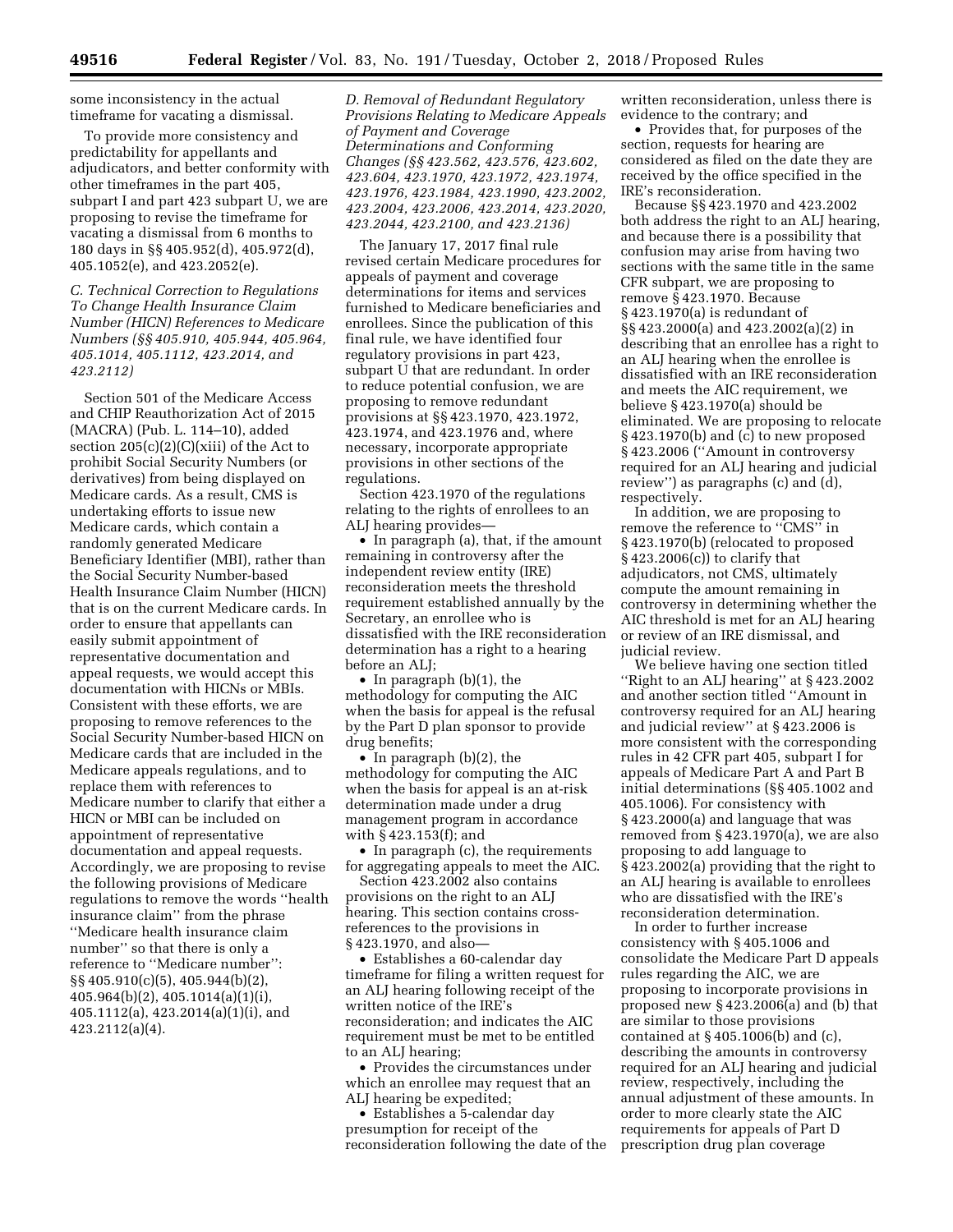some inconsistency in the actual timeframe for vacating a dismissal.

To provide more consistency and predictability for appellants and adjudicators, and better conformity with other timeframes in the part 405, subpart I and part 423 subpart U, we are proposing to revise the timeframe for vacating a dismissal from 6 months to 180 days in §§ 405.952(d), 405.972(d), 405.1052(e), and 423.2052(e).

*C. Technical Correction to Regulations To Change Health Insurance Claim Number (HICN) References to Medicare Numbers (§§ 405.910, 405.944, 405.964, 405.1014, 405.1112, 423.2014, and 423.2112)*

Section 501 of the Medicare Access and CHIP Reauthorization Act of 2015 (MACRA) (Pub. L. 114–10), added section 205(c)(2)(C)(xiii) of the Act to prohibit Social Security Numbers (or derivatives) from being displayed on Medicare cards. As a result, CMS is undertaking efforts to issue new Medicare cards, which contain a randomly generated Medicare Beneficiary Identifier (MBI), rather than the Social Security Number-based Health Insurance Claim Number (HICN) that is on the current Medicare cards. In order to ensure that appellants can easily submit appointment of representative documentation and appeal requests, we would accept this documentation with HICNs or MBIs. Consistent with these efforts, we are proposing to remove references to the Social Security Number-based HICN on Medicare cards that are included in the Medicare appeals regulations, and to replace them with references to Medicare number to clarify that either a HICN or MBI can be included on appointment of representative documentation and appeal requests. Accordingly, we are proposing to revise the following provisions of Medicare regulations to remove the words ''health insurance claim'' from the phrase ''Medicare health insurance claim number'' so that there is only a reference to ''Medicare number'': §§ 405.910(c)(5), 405.944(b)(2), 405.964(b)(2), 405.1014(a)(1)(i), 405.1112(a), 423.2014(a)(1)(i), and 423.2112(a)(4).

*D. Removal of Redundant Regulatory Provisions Relating to Medicare Appeals of Payment and Coverage Determinations and Conforming Changes (§§ 423.562, 423.576, 423.602, 423.604, 423.1970, 423.1972, 423.1974, 423.1976, 423.1984, 423.1990, 423.2002, 423.2004, 423.2006, 423.2014, 423.2020, 423.2044, 423.2100, and 423.2136)*

The January 17, 2017 final rule revised certain Medicare procedures for appeals of payment and coverage determinations for items and services furnished to Medicare beneficiaries and enrollees. Since the publication of this final rule, we have identified four regulatory provisions in part 423, subpart U that are redundant. In order to reduce potential confusion, we are proposing to remove redundant provisions at §§ 423.1970, 423.1972, 423.1974, and 423.1976 and, where necessary, incorporate appropriate provisions in other sections of the regulations.

Section 423.1970 of the regulations relating to the rights of enrollees to an ALJ hearing provides—

- In paragraph (a), that, if the amount remaining in controversy after the independent review entity (IRE) reconsideration meets the threshold requirement established annually by the Secretary, an enrollee who is dissatisfied with the IRE reconsideration determination has a right to a hearing before an ALJ;
- In paragraph (b)(1), the methodology for computing the AIC when the basis for appeal is the refusal by the Part D plan sponsor to provide drug benefits;
- In paragraph (b)(2), the methodology for computing the AIC when the basis for appeal is an at-risk determination made under a drug management program in accordance with § 423.153(f); and
- In paragraph (c), the requirements for aggregating appeals to meet the AIC.

Section 423.2002 also contains provisions on the right to an ALJ hearing. This section contains cross-references to the provisions in § 423.1970, and also—

- Establishes a 60-calendar day timeframe for filing a written request for an ALJ hearing following receipt of the written notice of the IRE's reconsideration; and indicates the AIC requirement must be met to be entitled to an ALJ hearing;
- Provides the circumstances under which an enrollee may request that an ALJ hearing be expedited;
- Establishes a 5-calendar day presumption for receipt of the reconsideration following the date of the written reconsideration, unless there is evidence to the contrary; and
- Provides that, for purposes of the section, requests for hearing are considered as filed on the date they are received by the office specified in the IRE's reconsideration.

Because §§ 423.1970 and 423.2002 both address the right to an ALJ hearing, and because there is a possibility that confusion may arise from having two sections with the same title in the same CFR subpart, we are proposing to remove § 423.1970. Because § 423.1970(a) is redundant of §§ 423.2000(a) and 423.2002(a)(2) in describing that an enrollee has a right to an ALJ hearing when the enrollee is dissatisfied with an IRE reconsideration and meets the AIC requirement, we believe § 423.1970(a) should be eliminated. We are proposing to relocate § 423.1970(b) and (c) to new proposed § 423.2006 (''Amount in controversy required for an ALJ hearing and judicial review'') as paragraphs (c) and (d), respectively.

In addition, we are proposing to remove the reference to ''CMS'' in § 423.1970(b) (relocated to proposed § 423.2006(c)) to clarify that adjudicators, not CMS, ultimately compute the amount remaining in controversy in determining whether the AIC threshold is met for an ALJ hearing or review of an IRE dismissal, and judicial review.

We believe having one section titled ''Right to an ALJ hearing'' at § 423.2002 and another section titled ''Amount in controversy required for an ALJ hearing and judicial review'' at § 423.2006 is more consistent with the corresponding rules in 42 CFR part 405, subpart I for appeals of Medicare Part A and Part B initial determinations (§§ 405.1002 and 405.1006). For consistency with § 423.2000(a) and language that was removed from § 423.1970(a), we are also proposing to add language to § 423.2002(a) providing that the right to an ALJ hearing is available to enrollees who are dissatisfied with the IRE's reconsideration determination.

In order to further increase consistency with § 405.1006 and consolidate the Medicare Part D appeals rules regarding the AIC, we are proposing to incorporate provisions in proposed new § 423.2006(a) and (b) that are similar to those provisions contained at § 405.1006(b) and (c), describing the amounts in controversy required for an ALJ hearing and judicial review, respectively, including the annual adjustment of these amounts. In order to more clearly state the AIC requirements for appeals of Part D prescription drug plan coverage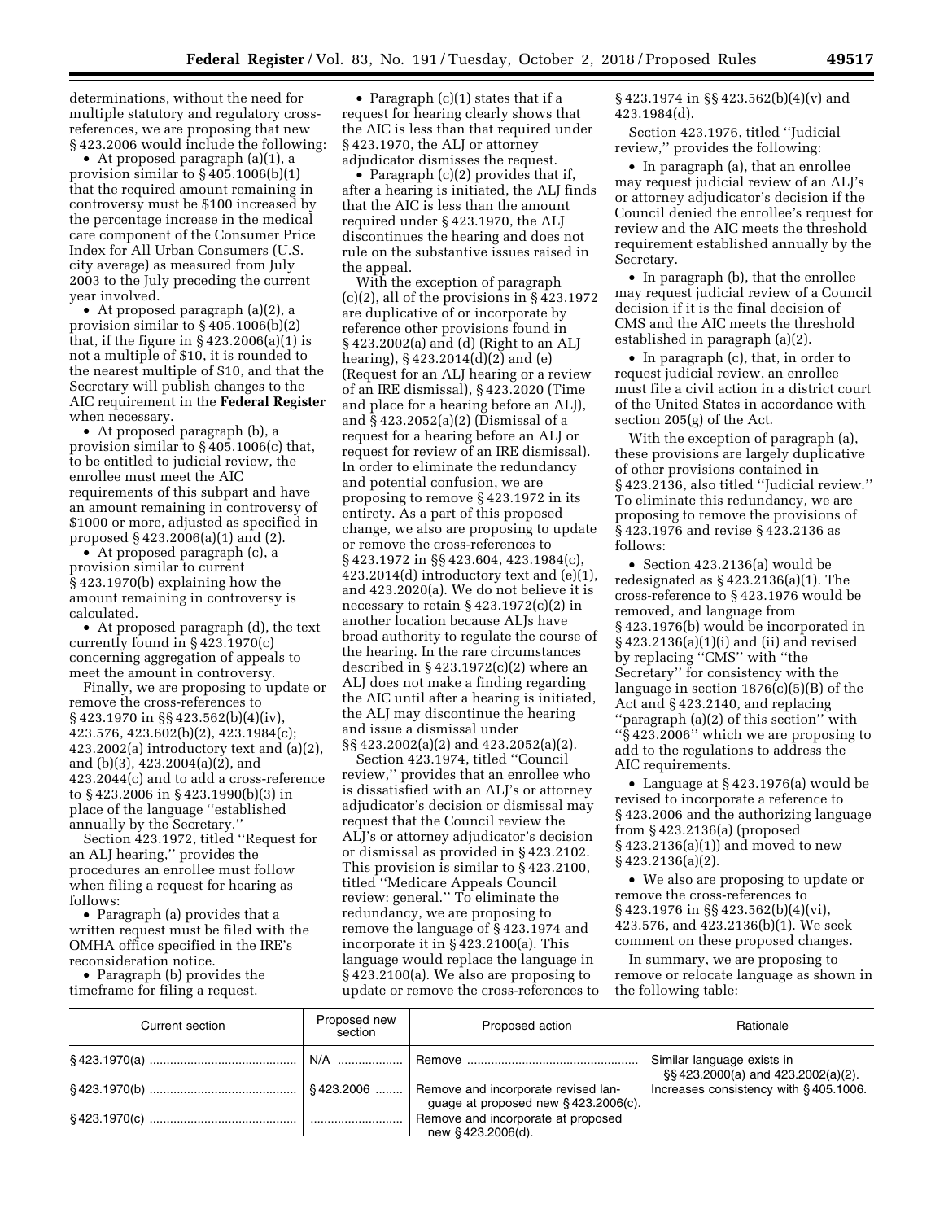determinations, without the need for multiple statutory and regulatory cross-references, we are proposing that new § 423.2006 would include the following:

- At proposed paragraph (a)(1), a provision similar to § 405.1006(b)(1) that the required amount remaining in controversy must be $100 increased by the percentage increase in the medical care component of the Consumer Price Index for All Urban Consumers (U.S. city average) as measured from July 2003 to the July preceding the current year involved.
- At proposed paragraph (a)(2), a provision similar to § 405.1006(b)(2) that, if the figure in § 423.2006(a)(1) is not a multiple of $10, it is rounded to the nearest multiple of $10, and that the Secretary will publish changes to the AIC requirement in the **Federal Register** when necessary.
- At proposed paragraph (b), a provision similar to § 405.1006(c) that, to be entitled to judicial review, the enrollee must meet the AIC requirements of this subpart and have an amount remaining in controversy of $1000 or more, adjusted as specified in proposed § 423.2006(a)(1) and (2).
- At proposed paragraph (c), a provision similar to current § 423.1970(b) explaining how the amount remaining in controversy is calculated.
- At proposed paragraph (d), the text currently found in § 423.1970(c) concerning aggregation of appeals to meet the amount in controversy.

Finally, we are proposing to update or remove the cross-references to § 423.1970 in §§ 423.562(b)(4)(iv), 423.576, 423.602(b)(2), 423.1984(c); 423.2002(a) introductory text and (a)(2), and (b)(3), 423.2004(a)(2), and 423.2044(c) and to add a cross-reference to § 423.2006 in § 423.1990(b)(3) in place of the language ''established annually by the Secretary.''

Section 423.1972, titled ''Request for an ALJ hearing,'' provides the procedures an enrollee must follow when filing a request for hearing as follows:

- Paragraph (a) provides that a written request must be filed with the OMHA office specified in the IRE's reconsideration notice.
- Paragraph (b) provides the timeframe for filing a request.
- Paragraph (c)(1) states that if a request for hearing clearly shows that the AIC is less than that required under § 423.1970, the ALJ or attorney adjudicator dismisses the request.
- Paragraph (c)(2) provides that if, after a hearing is initiated, the ALJ finds that the AIC is less than the amount required under § 423.1970, the ALJ discontinues the hearing and does not rule on the substantive issues raised in the appeal.

With the exception of paragraph (c)(2), all of the provisions in § 423.1972 are duplicative of or incorporate by reference other provisions found in § 423.2002(a) and (d) (Right to an ALJ hearing), § 423.2014(d)(2) and (e) (Request for an ALJ hearing or a review of an IRE dismissal), § 423.2020 (Time and place for a hearing before an ALJ), and § 423.2052(a)(2) (Dismissal of a request for a hearing before an ALJ or request for review of an IRE dismissal). In order to eliminate the redundancy and potential confusion, we are proposing to remove § 423.1972 in its entirety. As a part of this proposed change, we also are proposing to update or remove the cross-references to § 423.1972 in §§ 423.604, 423.1984(c), 423.2014(d) introductory text and (e)(1), and 423.2020(a). We do not believe it is necessary to retain § 423.1972(c)(2) in another location because ALJs have broad authority to regulate the course of the hearing. In the rare circumstances described in § 423.1972(c)(2) where an ALJ does not make a finding regarding the AIC until after a hearing is initiated, the ALJ may discontinue the hearing and issue a dismissal under §§ 423.2002(a)(2) and 423.2052(a)(2).

Section 423.1974, titled ''Council review,'' provides that an enrollee who is dissatisfied with an ALJ's or attorney adjudicator's decision or dismissal may request that the Council review the ALJ's or attorney adjudicator's decision or dismissal as provided in § 423.2102. This provision is similar to § 423.2100, titled ''Medicare Appeals Council review: general.'' To eliminate the redundancy, we are proposing to remove the language of § 423.1974 and incorporate it in § 423.2100(a). This language would replace the language in § 423.2100(a). We also are proposing to update or remove the cross-references to § 423.1974 in §§ 423.562(b)(4)(v) and 423.1984(d).

Section 423.1976, titled ''Judicial review,'' provides the following:

- In paragraph (a), that an enrollee may request judicial review of an ALJ's or attorney adjudicator's decision if the Council denied the enrollee's request for review and the AIC meets the threshold requirement established annually by the Secretary.
- In paragraph (b), that the enrollee may request judicial review of a Council decision if it is the final decision of CMS and the AIC meets the threshold established in paragraph (a)(2).
- In paragraph (c), that, in order to request judicial review, an enrollee must file a civil action in a district court of the United States in accordance with section 205(g) of the Act.

With the exception of paragraph (a), these provisions are largely duplicative of other provisions contained in § 423.2136, also titled ''Judicial review.'' To eliminate this redundancy, we are proposing to remove the provisions of § 423.1976 and revise § 423.2136 as follows:

- Section 423.2136(a) would be redesignated as § 423.2136(a)(1). The cross-reference to § 423.1976 would be removed, and language from § 423.1976(b) would be incorporated in § 423.2136(a)(1)(i) and (ii) and revised by replacing ''CMS'' with ''the Secretary'' for consistency with the language in section 1876(c)(5)(B) of the Act and § 423.2140, and replacing ''paragraph (a)(2) of this section'' with ''§ 423.2006'' which we are proposing to add to the regulations to address the AIC requirements.
- Language at § 423.1976(a) would be revised to incorporate a reference to § 423.2006 and the authorizing language from § 423.2136(a) (proposed § 423.2136(a)(1)) and moved to new § 423.2136(a)(2).
- We also are proposing to update or remove the cross-references to § 423.1976 in §§ 423.562(b)(4)(vi), 423.576, and 423.2136(b)(1). We seek comment on these proposed changes.

In summary, we are proposing to remove or relocate language as shown in the following table:

| Current section | Proposed new section | Proposed action | Rationale |
|---|---|---|---|
| § 423.1970(a) | N/A | Remove | Similar language exists in §§ 423.2000(a) and 423.2002(a)(2). |
| § 423.1970(b) | § 423.2006 | Remove and incorporate revised language at proposed new § 423.2006(c). | Increases consistency with § 405.1006. |
| § 423.1970(c) | | Remove and incorporate at proposed new § 423.2006(d). | |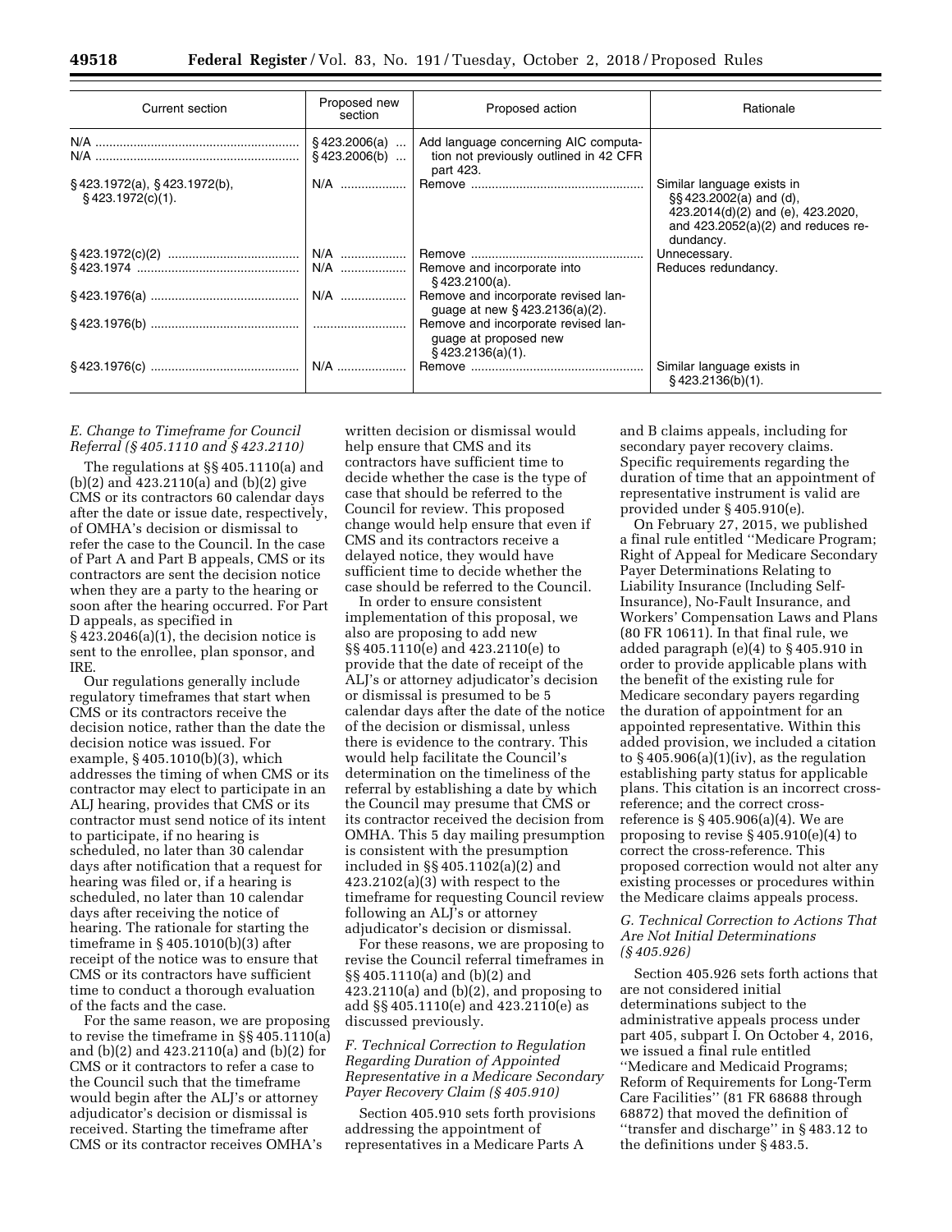| Current section | Proposed new section | Proposed action | Rationale |
|---|---|---|---|
| N/A<br>N/A | § 423.2006(a)<br>§ 423.2006(b) | Add language concerning AIC computation not previously outlined in 42 CFR part 423. | |
| § 423.1972(a), § 423.1972(b), § 423.1972(c)(1). | N/A | Remove | Similar language exists in §§ 423.2002(a) and (d), 423.2014(d)(2) and (e), 423.2020, and 423.2052(a)(2) and reduces redundancy. |
| § 423.1972(c)(2) | N/A | Remove | Unnecessary. |
| § 423.1974 | N/A | Remove and incorporate into § 423.2100(a). | Reduces redundancy. |
| § 423.1976(a) | N/A | Remove and incorporate revised language at new § 423.2136(a)(2). | |
| § 423.1976(b) | | Remove and incorporate revised language at proposed new § 423.2136(a)(1). | |
| § 423.1976(c) | N/A | Remove | Similar language exists in § 423.2136(b)(1). |

### *E. Change to Timeframe for Council Referral (§ 405.1110 and § 423.2110)*

The regulations at §§ 405.1110(a) and (b)(2) and 423.2110(a) and (b)(2) give CMS or its contractors 60 calendar days after the date or issue date, respectively, of OMHA's decision or dismissal to refer the case to the Council. In the case of Part A and Part B appeals, CMS or its contractors are sent the decision notice when they are a party to the hearing or soon after the hearing occurred. For Part D appeals, as specified in § 423.2046(a)(1), the decision notice is sent to the enrollee, plan sponsor, and IRE.

Our regulations generally include regulatory timeframes that start when CMS or its contractors receive the decision notice, rather than the date the decision notice was issued. For example, § 405.1010(b)(3), which addresses the timing of when CMS or its contractor may elect to participate in an ALJ hearing, provides that CMS or its contractor must send notice of its intent to participate, if no hearing is scheduled, no later than 30 calendar days after notification that a request for hearing was filed or, if a hearing is scheduled, no later than 10 calendar days after receiving the notice of hearing. The rationale for starting the timeframe in § 405.1010(b)(3) after receipt of the notice was to ensure that CMS or its contractors have sufficient time to conduct a thorough evaluation of the facts and the case.

For the same reason, we are proposing to revise the timeframe in §§ 405.1110(a) and (b)(2) and 423.2110(a) and (b)(2) for CMS or it contractors to refer a case to the Council such that the timeframe would begin after the ALJ's or attorney adjudicator's decision or dismissal is received. Starting the timeframe after CMS or its contractor receives OMHA's written decision or dismissal would help ensure that CMS and its contractors have sufficient time to decide whether the case is the type of case that should be referred to the Council for review. This proposed change would help ensure that even if CMS and its contractors receive a delayed notice, they would have sufficient time to decide whether the case should be referred to the Council.

In order to ensure consistent implementation of this proposal, we also are proposing to add new §§ 405.1110(e) and 423.2110(e) to provide that the date of receipt of the ALJ's or attorney adjudicator's decision or dismissal is presumed to be 5 calendar days after the date of the notice of the decision or dismissal, unless there is evidence to the contrary. This would help facilitate the Council's determination on the timeliness of the referral by establishing a date by which the Council may presume that CMS or its contractor received the decision from OMHA. This 5 day mailing presumption is consistent with the presumption included in §§ 405.1102(a)(2) and 423.2102(a)(3) with respect to the timeframe for requesting Council review following an ALJ's or attorney adjudicator's decision or dismissal.

For these reasons, we are proposing to revise the Council referral timeframes in §§ 405.1110(a) and (b)(2) and 423.2110(a) and (b)(2), and proposing to add §§ 405.1110(e) and 423.2110(e) as discussed previously.

### *F. Technical Correction to Regulation Regarding Duration of Appointed Representative in a Medicare Secondary Payer Recovery Claim (§ 405.910)*

Section 405.910 sets forth provisions addressing the appointment of representatives in a Medicare Parts A and B claims appeals, including for secondary payer recovery claims. Specific requirements regarding the duration of time that an appointment of representative instrument is valid are provided under § 405.910(e).

On February 27, 2015, we published a final rule entitled ''Medicare Program; Right of Appeal for Medicare Secondary Payer Determinations Relating to Liability Insurance (Including Self-Insurance), No-Fault Insurance, and Workers' Compensation Laws and Plans (80 FR 10611). In that final rule, we added paragraph (e)(4) to § 405.910 in order to provide applicable plans with the benefit of the existing rule for Medicare secondary payers regarding the duration of appointment for an appointed representative. Within this added provision, we included a citation to § 405.906(a)(1)(iv), as the regulation establishing party status for applicable plans. This citation is an incorrect cross-reference; and the correct cross-reference is § 405.906(a)(4). We are proposing to revise § 405.910(e)(4) to correct the cross-reference. This proposed correction would not alter any existing processes or procedures within the Medicare claims appeals process.

### *G. Technical Correction to Actions That Are Not Initial Determinations (§ 405.926)*

Section 405.926 sets forth actions that are not considered initial determinations subject to the administrative appeals process under part 405, subpart I. On October 4, 2016, we issued a final rule entitled ''Medicare and Medicaid Programs; Reform of Requirements for Long-Term Care Facilities'' (81 FR 68688 through 68872) that moved the definition of ''transfer and discharge'' in § 483.12 to the definitions under § 483.5.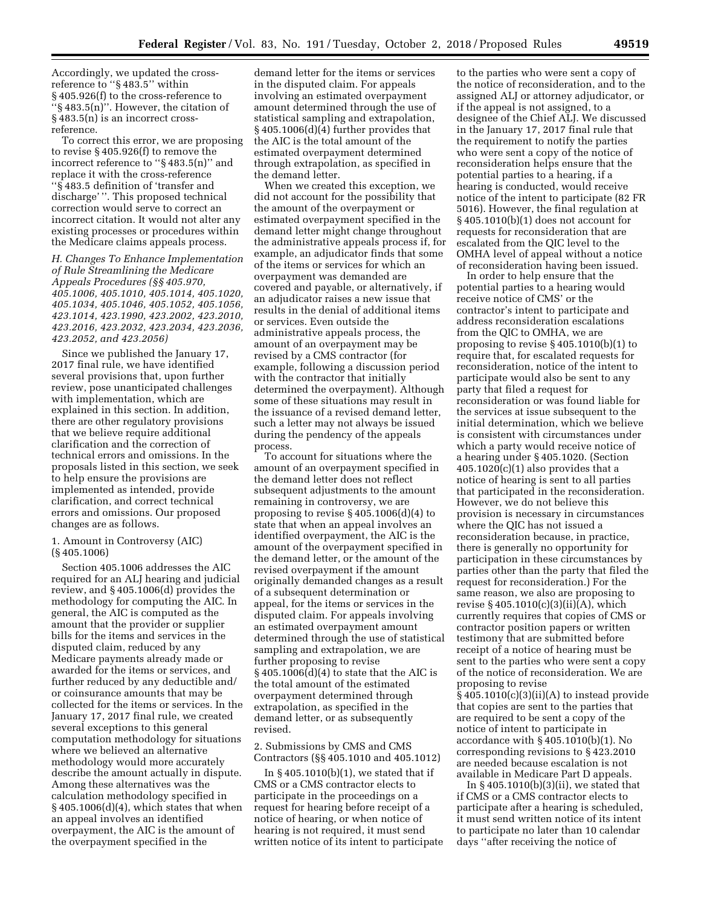Accordingly, we updated the cross-reference to "§ 483.5" within § 405.926(f) to the cross-reference to "§ 483.5(n)". However, the citation of § 483.5(n) is an incorrect cross-reference.

To correct this error, we are proposing to revise § 405.926(f) to remove the incorrect reference to "§ 483.5(n)" and replace it with the cross-reference "§ 483.5 definition of 'transfer and discharge' ". This proposed technical correction would serve to correct an incorrect citation. It would not alter any existing processes or procedures within the Medicare claims appeals process.

### *H. Changes To Enhance Implementation of Rule Streamlining the Medicare Appeals Procedures (§§ 405.970, 405.1006, 405.1010, 405.1014, 405.1020, 405.1034, 405.1046, 405.1052, 405.1056, 423.1014, 423.1990, 423.2002, 423.2010, 423.2016, 423.2032, 423.2034, 423.2036, 423.2052, and 423.2056)*

Since we published the January 17, 2017 final rule, we have identified several provisions that, upon further review, pose unanticipated challenges with implementation, which are explained in this section. In addition, there are other regulatory provisions that we believe require additional clarification and the correction of technical errors and omissions. In the proposals listed in this section, we seek to help ensure the provisions are implemented as intended, provide clarification, and correct technical errors and omissions. Our proposed changes are as follows.

#### 1. Amount in Controversy (AIC) (§ 405.1006)

Section 405.1006 addresses the AIC required for an ALJ hearing and judicial review, and § 405.1006(d) provides the methodology for computing the AIC. In general, the AIC is computed as the amount that the provider or supplier bills for the items and services in the disputed claim, reduced by any Medicare payments already made or awarded for the items or services, and further reduced by any deductible and/or coinsurance amounts that may be collected for the items or services. In the January 17, 2017 final rule, we created several exceptions to this general computation methodology for situations where we believed an alternative methodology would more accurately describe the amount actually in dispute. Among these alternatives was the calculation methodology specified in § 405.1006(d)(4), which states that when an appeal involves an identified overpayment, the AIC is the amount of the overpayment specified in the demand letter for the items or services in the disputed claim. For appeals involving an estimated overpayment amount determined through the use of statistical sampling and extrapolation, § 405.1006(d)(4) further provides that the AIC is the total amount of the estimated overpayment determined through extrapolation, as specified in the demand letter.

When we created this exception, we did not account for the possibility that the amount of the overpayment or estimated overpayment specified in the demand letter might change throughout the administrative appeals process if, for example, an adjudicator finds that some of the items or services for which an overpayment was demanded are covered and payable, or alternatively, if an adjudicator raises a new issue that results in the denial of additional items or services. Even outside the administrative appeals process, the amount of an overpayment may be revised by a CMS contractor (for example, following a discussion period with the contractor that initially determined the overpayment). Although some of these situations may result in the issuance of a revised demand letter, such a letter may not always be issued during the pendency of the appeals process.

To account for situations where the amount of an overpayment specified in the demand letter does not reflect subsequent adjustments to the amount remaining in controversy, we are proposing to revise § 405.1006(d)(4) to state that when an appeal involves an identified overpayment, the AIC is the amount of the overpayment specified in the demand letter, or the amount of the revised overpayment if the amount originally demanded changes as a result of a subsequent determination or appeal, for the items or services in the disputed claim. For appeals involving an estimated overpayment amount determined through the use of statistical sampling and extrapolation, we are further proposing to revise § 405.1006(d)(4) to state that the AIC is the total amount of the estimated overpayment determined through extrapolation, as specified in the demand letter, or as subsequently revised.

#### 2. Submissions by CMS and CMS Contractors (§§ 405.1010 and 405.1012)

In § 405.1010(b)(1), we stated that if CMS or a CMS contractor elects to participate in the proceedings on a request for hearing before receipt of a notice of hearing, or when notice of hearing is not required, it must send written notice of its intent to participate to the parties who were sent a copy of the notice of reconsideration, and to the assigned ALJ or attorney adjudicator, or if the appeal is not assigned, to a designee of the Chief ALJ. We discussed in the January 17, 2017 final rule that the requirement to notify the parties who were sent a copy of the notice of reconsideration helps ensure that the potential parties to a hearing, if a hearing is conducted, would receive notice of the intent to participate (82 FR 5016). However, the final regulation at § 405.1010(b)(1) does not account for requests for reconsideration that are escalated from the QIC level to the OMHA level of appeal without a notice of reconsideration having been issued.

In order to help ensure that the potential parties to a hearing would receive notice of CMS' or the contractor's intent to participate and address reconsideration escalations from the QIC to OMHA, we are proposing to revise § 405.1010(b)(1) to require that, for escalated requests for reconsideration, notice of the intent to participate would also be sent to any party that filed a request for reconsideration or was found liable for the services at issue subsequent to the initial determination, which we believe is consistent with circumstances under which a party would receive notice of a hearing under § 405.1020. (Section 405.1020(c)(1) also provides that a notice of hearing is sent to all parties that participated in the reconsideration. However, we do not believe this provision is necessary in circumstances where the QIC has not issued a reconsideration because, in practice, there is generally no opportunity for participation in these circumstances by parties other than the party that filed the request for reconsideration.) For the same reason, we also are proposing to revise § 405.1010(c)(3)(ii)(A), which currently requires that copies of CMS or contractor position papers or written testimony that are submitted before receipt of a notice of hearing must be sent to the parties who were sent a copy of the notice of reconsideration. We are proposing to revise § 405.1010(c)(3)(ii)(A) to instead provide that copies are sent to the parties that are required to be sent a copy of the notice of intent to participate in accordance with § 405.1010(b)(1). No corresponding revisions to § 423.2010 are needed because escalation is not available in Medicare Part D appeals.

In § 405.1010(b)(3)(ii), we stated that if CMS or a CMS contractor elects to participate after a hearing is scheduled, it must send written notice of its intent to participate no later than 10 calendar days "after receiving the notice of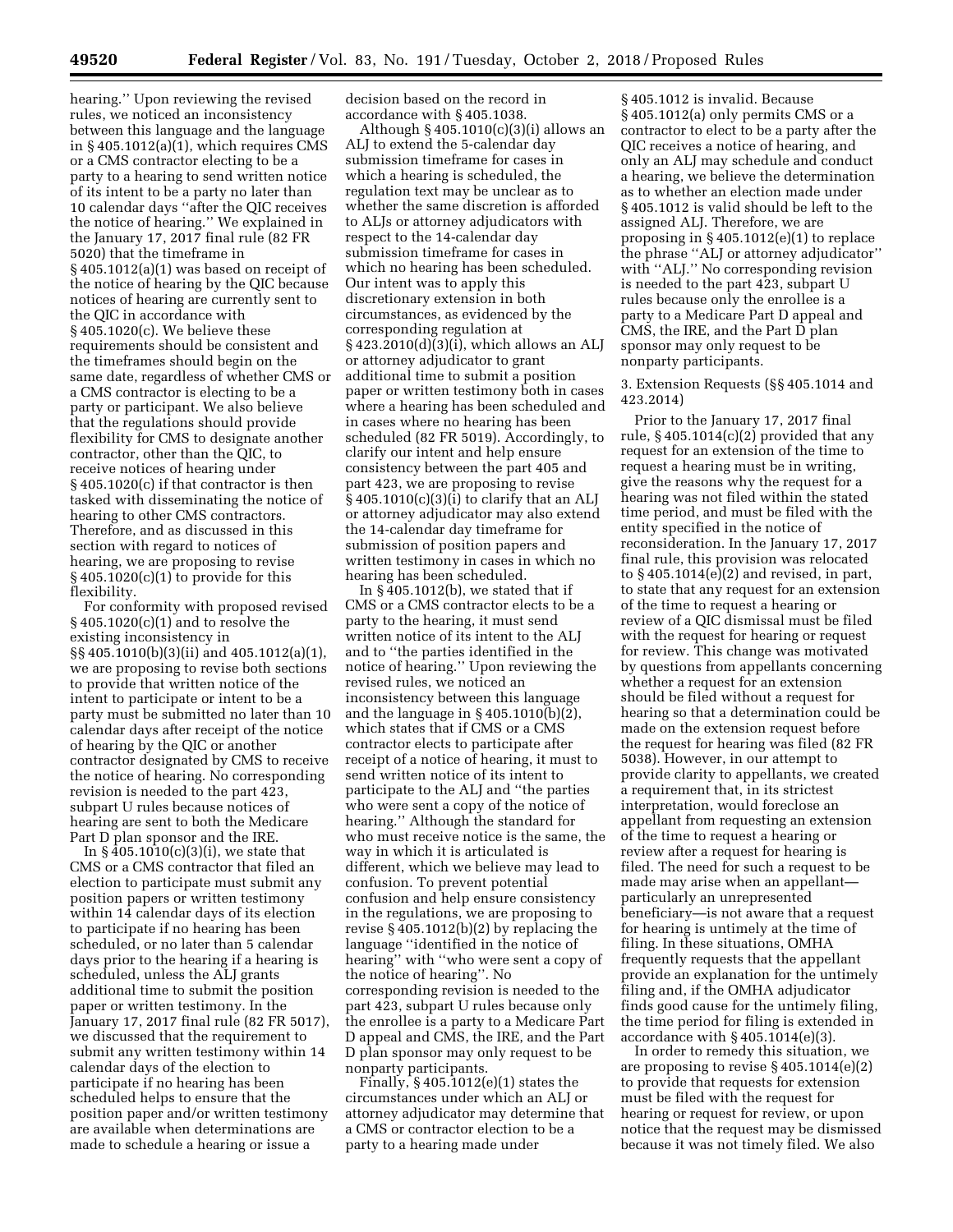hearing.'' Upon reviewing the revised rules, we noticed an inconsistency between this language and the language in § 405.1012(a)(1), which requires CMS or a CMS contractor electing to be a party to a hearing to send written notice of its intent to be a party no later than 10 calendar days ''after the QIC receives the notice of hearing.'' We explained in the January 17, 2017 final rule (82 FR 5020) that the timeframe in § 405.1012(a)(1) was based on receipt of the notice of hearing by the QIC because notices of hearing are currently sent to the QIC in accordance with § 405.1020(c). We believe these requirements should be consistent and the timeframes should begin on the same date, regardless of whether CMS or a CMS contractor is electing to be a party or participant. We also believe that the regulations should provide flexibility for CMS to designate another contractor, other than the QIC, to receive notices of hearing under § 405.1020(c) if that contractor is then tasked with disseminating the notice of hearing to other CMS contractors. Therefore, and as discussed in this section with regard to notices of hearing, we are proposing to revise § 405.1020(c)(1) to provide for this flexibility.

For conformity with proposed revised § 405.1020(c)(1) and to resolve the existing inconsistency in §§ 405.1010(b)(3)(ii) and 405.1012(a)(1), we are proposing to revise both sections to provide that written notice of the intent to participate or intent to be a party must be submitted no later than 10 calendar days after receipt of the notice of hearing by the QIC or another contractor designated by CMS to receive the notice of hearing. No corresponding revision is needed to the part 423, subpart U rules because notices of hearing are sent to both the Medicare Part D plan sponsor and the IRE.

In § 405.1010(c)(3)(i), we state that CMS or a CMS contractor that filed an election to participate must submit any position papers or written testimony within 14 calendar days of its election to participate if no hearing has been scheduled, or no later than 5 calendar days prior to the hearing if a hearing is scheduled, unless the ALJ grants additional time to submit the position paper or written testimony. In the January 17, 2017 final rule (82 FR 5017), we discussed that the requirement to submit any written testimony within 14 calendar days of the election to participate if no hearing has been scheduled helps to ensure that the position paper and/or written testimony are available when determinations are made to schedule a hearing or issue a decision based on the record in accordance with § 405.1038.

Although § 405.1010(c)(3)(i) allows an ALJ to extend the 5-calendar day submission timeframe for cases in which a hearing is scheduled, the regulation text may be unclear as to whether the same discretion is afforded to ALJs or attorney adjudicators with respect to the 14-calendar day submission timeframe for cases in which no hearing has been scheduled. Our intent was to apply this discretionary extension in both circumstances, as evidenced by the corresponding regulation at § 423.2010(d)(3)(i), which allows an ALJ or attorney adjudicator to grant additional time to submit a position paper or written testimony both in cases where a hearing has been scheduled and in cases where no hearing has been scheduled (82 FR 5019). Accordingly, to clarify our intent and help ensure consistency between the part 405 and part 423, we are proposing to revise § 405.1010(c)(3)(i) to clarify that an ALJ or attorney adjudicator may also extend the 14-calendar day timeframe for submission of position papers and written testimony in cases in which no hearing has been scheduled.

In § 405.1012(b), we stated that if CMS or a CMS contractor elects to be a party to the hearing, it must send written notice of its intent to the ALJ and to ''the parties identified in the notice of hearing.'' Upon reviewing the revised rules, we noticed an inconsistency between this language and the language in § 405.1010(b)(2), which states that if CMS or a CMS contractor elects to participate after receipt of a notice of hearing, it must to send written notice of its intent to participate to the ALJ and ''the parties who were sent a copy of the notice of hearing.'' Although the standard for who must receive notice is the same, the way in which it is articulated is different, which we believe may lead to confusion. To prevent potential confusion and help ensure consistency in the regulations, we are proposing to revise § 405.1012(b)(2) by replacing the language ''identified in the notice of hearing'' with ''who were sent a copy of the notice of hearing''. No corresponding revision is needed to the part 423, subpart U rules because only the enrollee is a party to a Medicare Part D appeal and CMS, the IRE, and the Part D plan sponsor may only request to be nonparty participants.

Finally, § 405.1012(e)(1) states the circumstances under which an ALJ or attorney adjudicator may determine that a CMS or contractor election to be a party to a hearing made under § 405.1012 is invalid. Because § 405.1012(a) only permits CMS or a contractor to elect to be a party after the QIC receives a notice of hearing, and only an ALJ may schedule and conduct a hearing, we believe the determination as to whether an election made under § 405.1012 is valid should be left to the assigned ALJ. Therefore, we are proposing in § 405.1012(e)(1) to replace the phrase ''ALJ or attorney adjudicator'' with ''ALJ.'' No corresponding revision is needed to the part 423, subpart U rules because only the enrollee is a party to a Medicare Part D appeal and CMS, the IRE, and the Part D plan sponsor may only request to be nonparty participants.

3. Extension Requests (§§ 405.1014 and 423.2014)

Prior to the January 17, 2017 final rule, § 405.1014(c)(2) provided that any request for an extension of the time to request a hearing must be in writing, give the reasons why the request for a hearing was not filed within the stated time period, and must be filed with the entity specified in the notice of reconsideration. In the January 17, 2017 final rule, this provision was relocated to § 405.1014(e)(2) and revised, in part, to state that any request for an extension of the time to request a hearing or review of a QIC dismissal must be filed with the request for hearing or request for review. This change was motivated by questions from appellants concerning whether a request for an extension should be filed without a request for hearing so that a determination could be made on the extension request before the request for hearing was filed (82 FR 5038). However, in our attempt to provide clarity to appellants, we created a requirement that, in its strictest interpretation, would foreclose an appellant from requesting an extension of the time to request a hearing or review after a request for hearing is filed. The need for such a request to be made may arise when an appellant—particularly an unrepresented beneficiary—is not aware that a request for hearing is untimely at the time of filing. In these situations, OMHA frequently requests that the appellant provide an explanation for the untimely filing and, if the OMHA adjudicator finds good cause for the untimely filing, the time period for filing is extended in accordance with § 405.1014(e)(3).

In order to remedy this situation, we are proposing to revise § 405.1014(e)(2) to provide that requests for extension must be filed with the request for hearing or request for review, or upon notice that the request may be dismissed because it was not timely filed. We also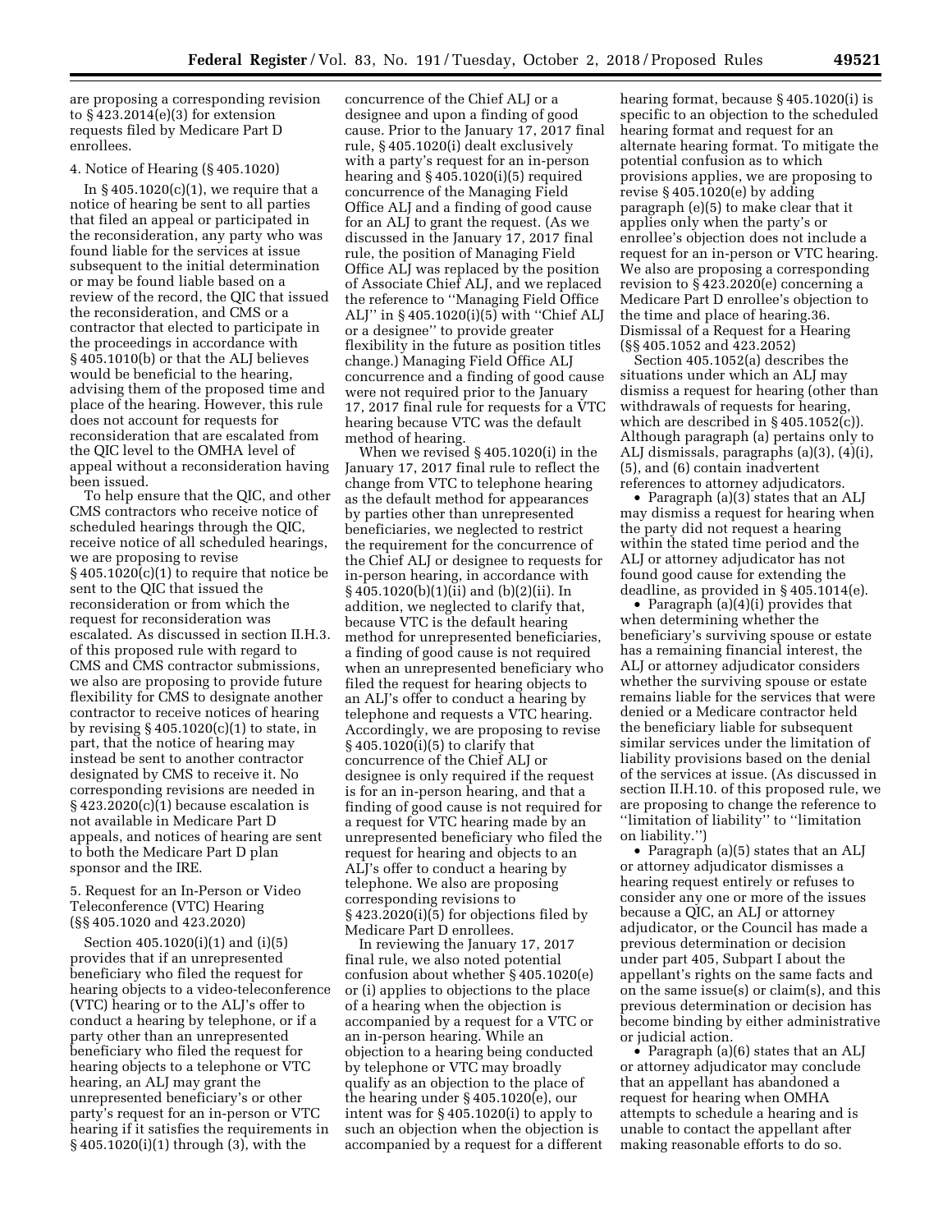are proposing a corresponding revision to § 423.2014(e)(3) for extension requests filed by Medicare Part D enrollees.

4. Notice of Hearing (§ 405.1020)

In § 405.1020(c)(1), we require that a notice of hearing be sent to all parties that filed an appeal or participated in the reconsideration, any party who was found liable for the services at issue subsequent to the initial determination or may be found liable based on a review of the record, the QIC that issued the reconsideration, and CMS or a contractor that elected to participate in the proceedings in accordance with § 405.1010(b) or that the ALJ believes would be beneficial to the hearing, advising them of the proposed time and place of the hearing. However, this rule does not account for requests for reconsideration that are escalated from the QIC level to the OMHA level of appeal without a reconsideration having been issued.

To help ensure that the QIC, and other CMS contractors who receive notice of scheduled hearings through the QIC, receive notice of all scheduled hearings, we are proposing to revise § 405.1020(c)(1) to require that notice be sent to the QIC that issued the reconsideration or from which the request for reconsideration was escalated. As discussed in section II.H.3. of this proposed rule with regard to CMS and CMS contractor submissions, we also are proposing to provide future flexibility for CMS to designate another contractor to receive notices of hearing by revising § 405.1020(c)(1) to state, in part, that the notice of hearing may instead be sent to another contractor designated by CMS to receive it. No corresponding revisions are needed in § 423.2020(c)(1) because escalation is not available in Medicare Part D appeals, and notices of hearing are sent to both the Medicare Part D plan sponsor and the IRE.

5. Request for an In-Person or Video Teleconference (VTC) Hearing (§§ 405.1020 and 423.2020)

Section 405.1020(i)(1) and (i)(5) provides that if an unrepresented beneficiary who filed the request for hearing objects to a video-teleconference (VTC) hearing or to the ALJ's offer to conduct a hearing by telephone, or if a party other than an unrepresented beneficiary who filed the request for hearing objects to a telephone or VTC hearing, an ALJ may grant the unrepresented beneficiary's or other party's request for an in-person or VTC hearing if it satisfies the requirements in § 405.1020(i)(1) through (3), with the concurrence of the Chief ALJ or a designee and upon a finding of good cause. Prior to the January 17, 2017 final rule, § 405.1020(i) dealt exclusively with a party's request for an in-person hearing and § 405.1020(i)(5) required concurrence of the Managing Field Office ALJ and a finding of good cause for an ALJ to grant the request. (As we discussed in the January 17, 2017 final rule, the position of Managing Field Office ALJ was replaced by the position of Associate Chief ALJ, and we replaced the reference to "Managing Field Office ALJ" in § 405.1020(i)(5) with "Chief ALJ or a designee" to provide greater flexibility in the future as position titles change.) Managing Field Office ALJ concurrence and a finding of good cause were not required prior to the January 17, 2017 final rule for requests for a VTC hearing because VTC was the default method of hearing.

When we revised § 405.1020(i) in the January 17, 2017 final rule to reflect the change from VTC to telephone hearing as the default method for appearances by parties other than unrepresented beneficiaries, we neglected to restrict the requirement for the concurrence of the Chief ALJ or designee to requests for in-person hearing, in accordance with § 405.1020(b)(1)(ii) and (b)(2)(ii). In addition, we neglected to clarify that, because VTC is the default hearing method for unrepresented beneficiaries, a finding of good cause is not required when an unrepresented beneficiary who filed the request for hearing objects to an ALJ's offer to conduct a hearing by telephone and requests a VTC hearing. Accordingly, we are proposing to revise § 405.1020(i)(5) to clarify that concurrence of the Chief ALJ or designee is only required if the request is for an in-person hearing, and that a finding of good cause is not required for a request for VTC hearing made by an unrepresented beneficiary who filed the request for hearing and objects to an ALJ's offer to conduct a hearing by telephone. We also are proposing corresponding revisions to § 423.2020(i)(5) for objections filed by Medicare Part D enrollees.

In reviewing the January 17, 2017 final rule, we also noted potential confusion about whether § 405.1020(e) or (i) applies to objections to the place of a hearing when the objection is accompanied by a request for a VTC or an in-person hearing. While an objection to a hearing being conducted by telephone or VTC may broadly qualify as an objection to the place of the hearing under § 405.1020(e), our intent was for § 405.1020(i) to apply to such an objection when the objection is accompanied by a request for a different hearing format, because § 405.1020(i) is specific to an objection to the scheduled hearing format and request for an alternate hearing format. To mitigate the potential confusion as to which provisions applies, we are proposing to revise § 405.1020(e) by adding paragraph (e)(5) to make clear that it applies only when the party's or enrollee's objection does not include a request for an in-person or VTC hearing. We also are proposing a corresponding revision to § 423.2020(e) concerning a Medicare Part D enrollee's objection to the time and place of hearing.36. Dismissal of a Request for a Hearing (§§ 405.1052 and 423.2052)

Section 405.1052(a) describes the situations under which an ALJ may dismiss a request for hearing (other than withdrawals of requests for hearing, which are described in § 405.1052(c)). Although paragraph (a) pertains only to ALJ dismissals, paragraphs (a)(3), (4)(i), (5), and (6) contain inadvertent references to attorney adjudicators.

- Paragraph (a)(3) states that an ALJ may dismiss a request for hearing when the party did not request a hearing within the stated time period and the ALJ or attorney adjudicator has not found good cause for extending the deadline, as provided in § 405.1014(e).
- Paragraph (a)(4)(i) provides that when determining whether the beneficiary's surviving spouse or estate has a remaining financial interest, the ALJ or attorney adjudicator considers whether the surviving spouse or estate remains liable for the services that were denied or a Medicare contractor held the beneficiary liable for subsequent similar services under the limitation of liability provisions based on the denial of the services at issue. (As discussed in section II.H.10. of this proposed rule, we are proposing to change the reference to "limitation of liability" to "limitation on liability.")
- Paragraph (a)(5) states that an ALJ or attorney adjudicator dismisses a hearing request entirely or refuses to consider any one or more of the issues because a QIC, an ALJ or attorney adjudicator, or the Council has made a previous determination or decision under part 405, Subpart I about the appellant's rights on the same facts and on the same issue(s) or claim(s), and this previous determination or decision has become binding by either administrative or judicial action.
- Paragraph (a)(6) states that an ALJ or attorney adjudicator may conclude that an appellant has abandoned a request for hearing when OMHA attempts to schedule a hearing and is unable to contact the appellant after making reasonable efforts to do so.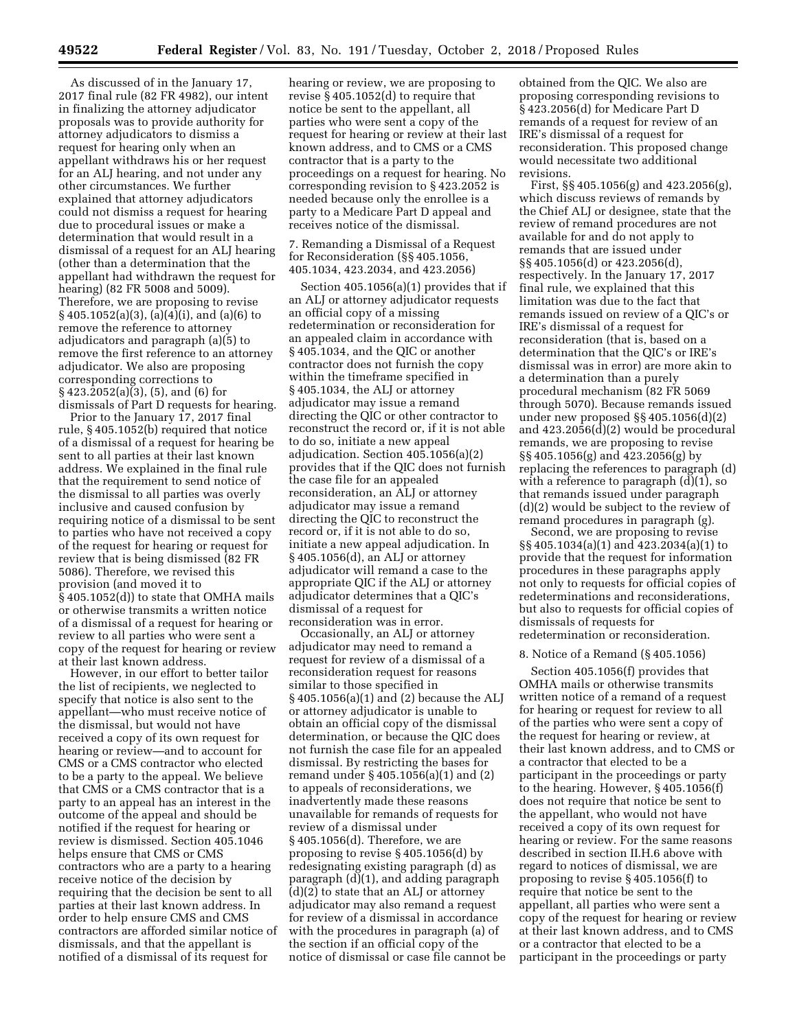As discussed of in the January 17, 2017 final rule (82 FR 4982), our intent in finalizing the attorney adjudicator proposals was to provide authority for attorney adjudicators to dismiss a request for hearing only when an appellant withdraws his or her request for an ALJ hearing, and not under any other circumstances. We further explained that attorney adjudicators could not dismiss a request for hearing due to procedural issues or make a determination that would result in a dismissal of a request for an ALJ hearing (other than a determination that the appellant had withdrawn the request for hearing) (82 FR 5008 and 5009). Therefore, we are proposing to revise § 405.1052(a)(3), (a)(4)(i), and (a)(6) to remove the reference to attorney adjudicators and paragraph (a)(5) to remove the first reference to an attorney adjudicator. We also are proposing corresponding corrections to § 423.2052(a)(3), (5), and (6) for dismissals of Part D requests for hearing.

Prior to the January 17, 2017 final rule, § 405.1052(b) required that notice of a dismissal of a request for hearing be sent to all parties at their last known address. We explained in the final rule that the requirement to send notice of the dismissal to all parties was overly inclusive and caused confusion by requiring notice of a dismissal to be sent to parties who have not received a copy of the request for hearing or request for review that is being dismissed (82 FR 5086). Therefore, we revised this provision (and moved it to § 405.1052(d)) to state that OMHA mails or otherwise transmits a written notice of a dismissal of a request for hearing or review to all parties who were sent a copy of the request for hearing or review at their last known address.

However, in our effort to better tailor the list of recipients, we neglected to specify that notice is also sent to the appellant—who must receive notice of the dismissal, but would not have received a copy of its own request for hearing or review—and to account for CMS or a CMS contractor who elected to be a party to the appeal. We believe that CMS or a CMS contractor that is a party to an appeal has an interest in the outcome of the appeal and should be notified if the request for hearing or review is dismissed. Section 405.1046 helps ensure that CMS or CMS contractors who are a party to a hearing receive notice of the decision by requiring that the decision be sent to all parties at their last known address. In order to help ensure CMS and CMS contractors are afforded similar notice of dismissals, and that the appellant is notified of a dismissal of its request for hearing or review, we are proposing to revise § 405.1052(d) to require that notice be sent to the appellant, all parties who were sent a copy of the request for hearing or review at their last known address, and to CMS or a CMS contractor that is a party to the proceedings on a request for hearing. No corresponding revision to § 423.2052 is needed because only the enrollee is a party to a Medicare Part D appeal and receives notice of the dismissal.

7. Remanding a Dismissal of a Request for Reconsideration (§§ 405.1056, 405.1034, 423.2034, and 423.2056)

Section 405.1056(a)(1) provides that if an ALJ or attorney adjudicator requests an official copy of a missing redetermination or reconsideration for an appealed claim in accordance with § 405.1034, and the QIC or another contractor does not furnish the copy within the timeframe specified in § 405.1034, the ALJ or attorney adjudicator may issue a remand directing the QIC or other contractor to reconstruct the record or, if it is not able to do so, initiate a new appeal adjudication. Section 405.1056(a)(2) provides that if the QIC does not furnish the case file for an appealed reconsideration, an ALJ or attorney adjudicator may issue a remand directing the QIC to reconstruct the record or, if it is not able to do so, initiate a new appeal adjudication. In § 405.1056(d), an ALJ or attorney adjudicator will remand a case to the appropriate QIC if the ALJ or attorney adjudicator determines that a QIC's dismissal of a request for reconsideration was in error.

Occasionally, an ALJ or attorney adjudicator may need to remand a request for review of a dismissal of a reconsideration request for reasons similar to those specified in § 405.1056(a)(1) and (2) because the ALJ or attorney adjudicator is unable to obtain an official copy of the dismissal determination, or because the QIC does not furnish the case file for an appealed dismissal. By restricting the bases for remand under § 405.1056(a)(1) and (2) to appeals of reconsiderations, we inadvertently made these reasons unavailable for remands of requests for review of a dismissal under § 405.1056(d). Therefore, we are proposing to revise § 405.1056(d) by redesignating existing paragraph (d) as paragraph (d)(1), and adding paragraph (d)(2) to state that an ALJ or attorney adjudicator may also remand a request for review of a dismissal in accordance with the procedures in paragraph (a) of the section if an official copy of the notice of dismissal or case file cannot be obtained from the QIC. We also are proposing corresponding revisions to § 423.2056(d) for Medicare Part D remands of a request for review of an IRE's dismissal of a request for reconsideration. This proposed change would necessitate two additional revisions.

First, §§ 405.1056(g) and 423.2056(g), which discuss reviews of remands by the Chief ALJ or designee, state that the review of remand procedures are not available for and do not apply to remands that are issued under §§ 405.1056(d) or 423.2056(d), respectively. In the January 17, 2017 final rule, we explained that this limitation was due to the fact that remands issued on review of a QIC's or IRE's dismissal of a request for reconsideration (that is, based on a determination that the QIC's or IRE's dismissal was in error) are more akin to a determination than a purely procedural mechanism (82 FR 5069 through 5070). Because remands issued under new proposed §§ 405.1056(d)(2) and 423.2056(d)(2) would be procedural remands, we are proposing to revise §§ 405.1056(g) and 423.2056(g) by replacing the references to paragraph (d) with a reference to paragraph (d)(1), so that remands issued under paragraph (d)(2) would be subject to the review of remand procedures in paragraph (g).

Second, we are proposing to revise §§ 405.1034(a)(1) and 423.2034(a)(1) to provide that the request for information procedures in these paragraphs apply not only to requests for official copies of redeterminations and reconsiderations, but also to requests for official copies of dismissals of requests for redetermination or reconsideration.

8. Notice of a Remand (§ 405.1056)

Section 405.1056(f) provides that OMHA mails or otherwise transmits written notice of a remand of a request for hearing or request for review to all of the parties who were sent a copy of the request for hearing or review, at their last known address, and to CMS or a contractor that elected to be a participant in the proceedings or party to the hearing. However, § 405.1056(f) does not require that notice be sent to the appellant, who would not have received a copy of its own request for hearing or review. For the same reasons described in section II.H.6 above with regard to notices of dismissal, we are proposing to revise § 405.1056(f) to require that notice be sent to the appellant, all parties who were sent a copy of the request for hearing or review at their last known address, and to CMS or a contractor that elected to be a participant in the proceedings or party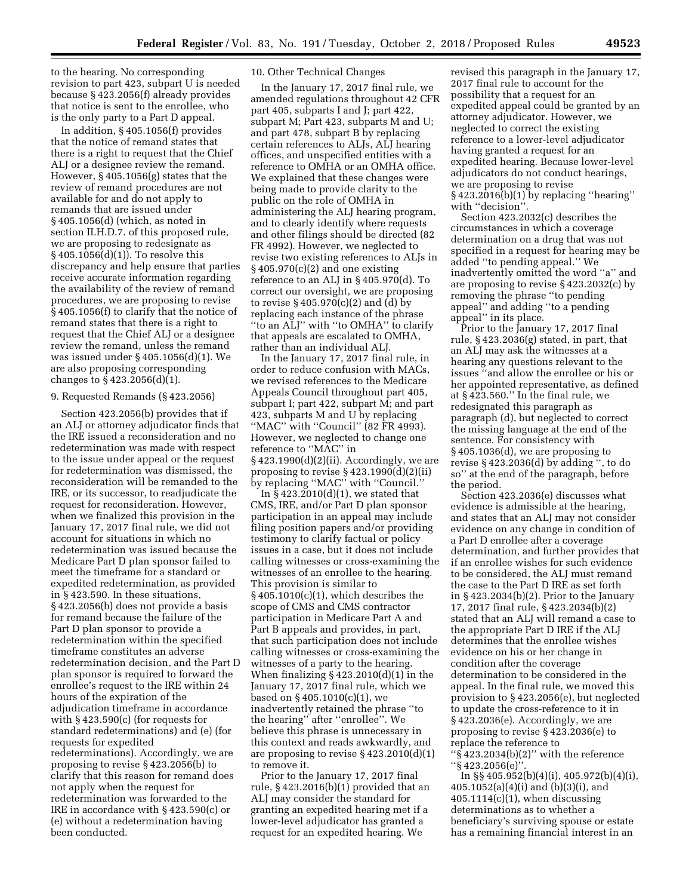to the hearing. No corresponding revision to part 423, subpart U is needed because § 423.2056(f) already provides that notice is sent to the enrollee, who is the only party to a Part D appeal.

In addition, § 405.1056(f) provides that the notice of remand states that there is a right to request that the Chief ALJ or a designee review the remand. However, § 405.1056(g) states that the review of remand procedures are not available for and do not apply to remands that are issued under § 405.1056(d) (which, as noted in section II.H.D.7. of this proposed rule, we are proposing to redesignate as § 405.1056(d)(1)). To resolve this discrepancy and help ensure that parties receive accurate information regarding the availability of the review of remand procedures, we are proposing to revise § 405.1056(f) to clarify that the notice of remand states that there is a right to request that the Chief ALJ or a designee review the remand, unless the remand was issued under § 405.1056(d)(1). We are also proposing corresponding changes to § 423.2056(d)(1).

9. Requested Remands (§ 423.2056)

Section 423.2056(b) provides that if an ALJ or attorney adjudicator finds that the IRE issued a reconsideration and no redetermination was made with respect to the issue under appeal or the request for redetermination was dismissed, the reconsideration will be remanded to the IRE, or its successor, to readjudicate the request for reconsideration. However, when we finalized this provision in the January 17, 2017 final rule, we did not account for situations in which no redetermination was issued because the Medicare Part D plan sponsor failed to meet the timeframe for a standard or expedited redetermination, as provided in § 423.590. In these situations, § 423.2056(b) does not provide a basis for remand because the failure of the Part D plan sponsor to provide a redetermination within the specified timeframe constitutes an adverse redetermination decision, and the Part D plan sponsor is required to forward the enrollee's request to the IRE within 24 hours of the expiration of the adjudication timeframe in accordance with § 423.590(c) (for requests for standard redeterminations) and (e) (for requests for expedited redeterminations). Accordingly, we are proposing to revise § 423.2056(b) to clarify that this reason for remand does not apply when the request for redetermination was forwarded to the IRE in accordance with § 423.590(c) or (e) without a redetermination having been conducted.

10. Other Technical Changes

In the January 17, 2017 final rule, we amended regulations throughout 42 CFR part 405, subparts I and J; part 422, subpart M; Part 423, subparts M and U; and part 478, subpart B by replacing certain references to ALJs, ALJ hearing offices, and unspecified entities with a reference to OMHA or an OMHA office. We explained that these changes were being made to provide clarity to the public on the role of OMHA in administering the ALJ hearing program, and to clearly identify where requests and other filings should be directed (82 FR 4992). However, we neglected to revise two existing references to ALJs in § 405.970(c)(2) and one existing reference to an ALJ in § 405.970(d). To correct our oversight, we are proposing to revise § 405.970(c)(2) and (d) by replacing each instance of the phrase ''to an ALJ'' with ''to OMHA'' to clarify that appeals are escalated to OMHA, rather than an individual ALJ.

In the January 17, 2017 final rule, in order to reduce confusion with MACs, we revised references to the Medicare Appeals Council throughout part 405, subpart I; part 422, subpart M; and part 423, subparts M and U by replacing ''MAC'' with ''Council'' (82 FR 4993). However, we neglected to change one reference to ''MAC'' in § 423.1990(d)(2)(ii). Accordingly, we are proposing to revise § 423.1990(d)(2)(ii) by replacing ''MAC'' with ''Council.''

In § 423.2010(d)(1), we stated that CMS, IRE, and/or Part D plan sponsor participation in an appeal may include filing position papers and/or providing testimony to clarify factual or policy issues in a case, but it does not include calling witnesses or cross-examining the witnesses of an enrollee to the hearing. This provision is similar to § 405.1010(c)(1), which describes the scope of CMS and CMS contractor participation in Medicare Part A and Part B appeals and provides, in part, that such participation does not include calling witnesses or cross-examining the witnesses of a party to the hearing. When finalizing § 423.2010(d)(1) in the January 17, 2017 final rule, which we based on § 405.1010(c)(1), we inadvertently retained the phrase ''to the hearing'' after ''enrollee''. We believe this phrase is unnecessary in this context and reads awkwardly, and are proposing to revise § 423.2010(d)(1) to remove it.

Prior to the January 17, 2017 final rule, § 423.2016(b)(1) provided that an ALJ may consider the standard for granting an expedited hearing met if a lower-level adjudicator has granted a request for an expedited hearing. We revised this paragraph in the January 17, 2017 final rule to account for the possibility that a request for an expedited appeal could be granted by an attorney adjudicator. However, we neglected to correct the existing reference to a lower-level adjudicator having granted a request for an expedited hearing. Because lower-level adjudicators do not conduct hearings, we are proposing to revise § 423.2016(b)(1) by replacing ''hearing'' with ''decision''.

Section 423.2032(c) describes the circumstances in which a coverage determination on a drug that was not specified in a request for hearing may be added ''to pending appeal.'' We inadvertently omitted the word ''a'' and are proposing to revise § 423.2032(c) by removing the phrase ''to pending appeal'' and adding ''to a pending appeal'' in its place.

Prior to the January 17, 2017 final rule, § 423.2036(g) stated, in part, that an ALJ may ask the witnesses at a hearing any questions relevant to the issues ''and allow the enrollee or his or her appointed representative, as defined at § 423.560.'' In the final rule, we redesignated this paragraph as paragraph (d), but neglected to correct the missing language at the end of the sentence. For consistency with § 405.1036(d), we are proposing to revise § 423.2036(d) by adding '', to do so'' at the end of the paragraph, before the period.

Section 423.2036(e) discusses what evidence is admissible at the hearing, and states that an ALJ may not consider evidence on any change in condition of a Part D enrollee after a coverage determination, and further provides that if an enrollee wishes for such evidence to be considered, the ALJ must remand the case to the Part D IRE as set forth in § 423.2034(b)(2). Prior to the January 17, 2017 final rule, § 423.2034(b)(2) stated that an ALJ will remand a case to the appropriate Part D IRE if the ALJ determines that the enrollee wishes evidence on his or her change in condition after the coverage determination to be considered in the appeal. In the final rule, we moved this provision to § 423.2056(e), but neglected to update the cross-reference to it in § 423.2036(e). Accordingly, we are proposing to revise § 423.2036(e) to replace the reference to ''§ 423.2034(b)(2)'' with the reference ''§ 423.2056(e)''.

In §§ 405.952(b)(4)(i), 405.972(b)(4)(i), 405.1052(a)(4)(i) and (b)(3)(i), and 405.1114(c)(1), when discussing determinations as to whether a beneficiary's surviving spouse or estate has a remaining financial interest in an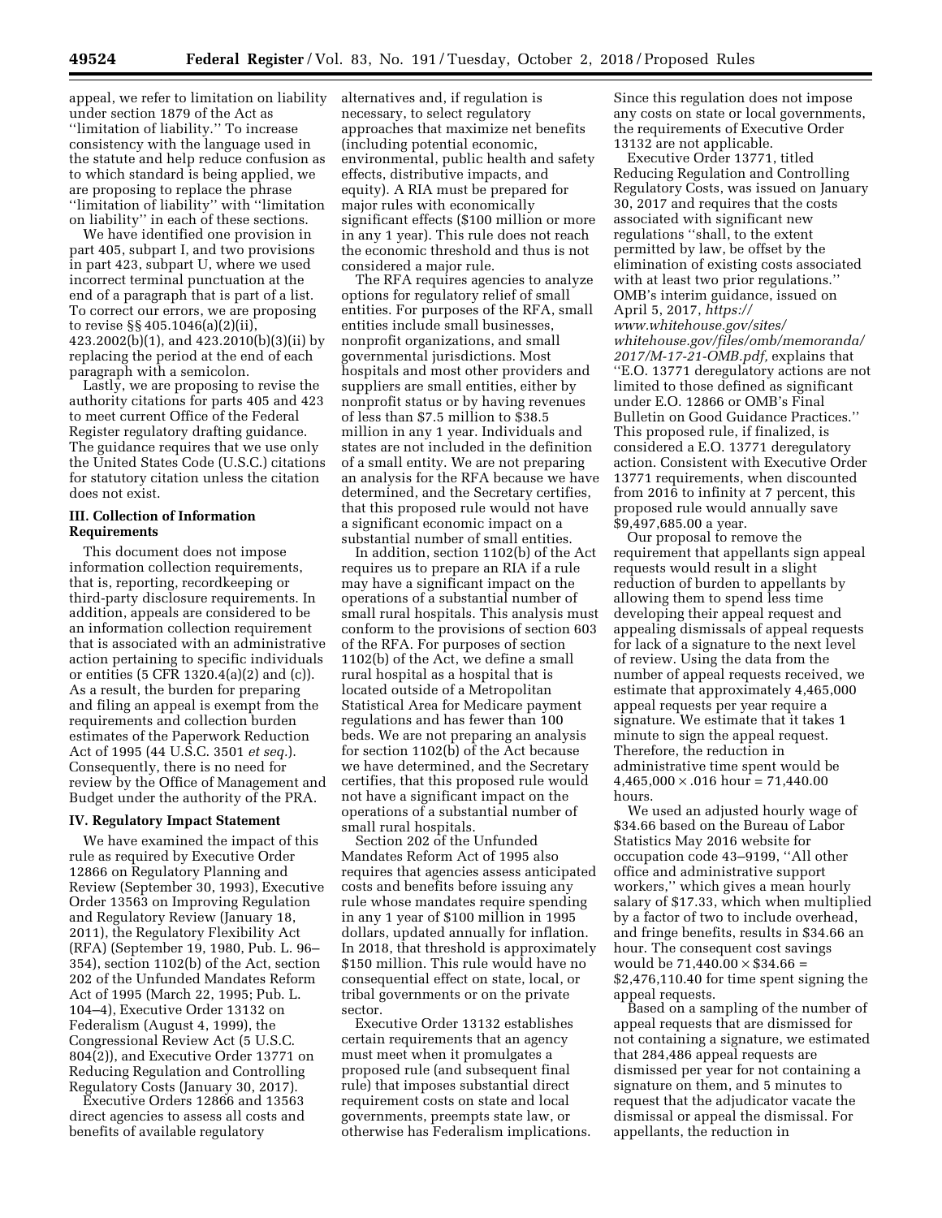appeal, we refer to limitation on liability under section 1879 of the Act as ''limitation of liability.'' To increase consistency with the language used in the statute and help reduce confusion as to which standard is being applied, we are proposing to replace the phrase ''limitation of liability'' with ''limitation on liability'' in each of these sections.

We have identified one provision in part 405, subpart I, and two provisions in part 423, subpart U, where we used incorrect terminal punctuation at the end of a paragraph that is part of a list. To correct our errors, we are proposing to revise §§ 405.1046(a)(2)(ii), 423.2002(b)(1), and 423.2010(b)(3)(ii) by replacing the period at the end of each paragraph with a semicolon.

Lastly, we are proposing to revise the authority citations for parts 405 and 423 to meet current Office of the Federal Register regulatory drafting guidance. The guidance requires that we use only the United States Code (U.S.C.) citations for statutory citation unless the citation does not exist.

### III. Collection of Information Requirements

This document does not impose information collection requirements, that is, reporting, recordkeeping or third-party disclosure requirements. In addition, appeals are considered to be an information collection requirement that is associated with an administrative action pertaining to specific individuals or entities (5 CFR 1320.4(a)(2) and (c)). As a result, the burden for preparing and filing an appeal is exempt from the requirements and collection burden estimates of the Paperwork Reduction Act of 1995 (44 U.S.C. 3501 *et seq.*). Consequently, there is no need for review by the Office of Management and Budget under the authority of the PRA.

### IV. Regulatory Impact Statement

We have examined the impact of this rule as required by Executive Order 12866 on Regulatory Planning and Review (September 30, 1993), Executive Order 13563 on Improving Regulation and Regulatory Review (January 18, 2011), the Regulatory Flexibility Act (RFA) (September 19, 1980, Pub. L. 96–354), section 1102(b) of the Act, section 202 of the Unfunded Mandates Reform Act of 1995 (March 22, 1995; Pub. L. 104–4), Executive Order 13132 on Federalism (August 4, 1999), the Congressional Review Act (5 U.S.C. 804(2)), and Executive Order 13771 on Reducing Regulation and Controlling Regulatory Costs (January 30, 2017).

Executive Orders 12866 and 13563 direct agencies to assess all costs and benefits of available regulatory alternatives and, if regulation is necessary, to select regulatory approaches that maximize net benefits (including potential economic, environmental, public health and safety effects, distributive impacts, and equity). A RIA must be prepared for major rules with economically significant effects ($100 million or more in any 1 year). This rule does not reach the economic threshold and thus is not considered a major rule.

The RFA requires agencies to analyze options for regulatory relief of small entities. For purposes of the RFA, small entities include small businesses, nonprofit organizations, and small governmental jurisdictions. Most hospitals and most other providers and suppliers are small entities, either by nonprofit status or by having revenues of less than $7.5 million to $38.5 million in any 1 year. Individuals and states are not included in the definition of a small entity. We are not preparing an analysis for the RFA because we have determined, and the Secretary certifies, that this proposed rule would not have a significant economic impact on a substantial number of small entities.

In addition, section 1102(b) of the Act requires us to prepare an RIA if a rule may have a significant impact on the operations of a substantial number of small rural hospitals. This analysis must conform to the provisions of section 603 of the RFA. For purposes of section 1102(b) of the Act, we define a small rural hospital as a hospital that is located outside of a Metropolitan Statistical Area for Medicare payment regulations and has fewer than 100 beds. We are not preparing an analysis for section 1102(b) of the Act because we have determined, and the Secretary certifies, that this proposed rule would not have a significant impact on the operations of a substantial number of small rural hospitals.

Section 202 of the Unfunded Mandates Reform Act of 1995 also requires that agencies assess anticipated costs and benefits before issuing any rule whose mandates require spending in any 1 year of $100 million in 1995 dollars, updated annually for inflation. In 2018, that threshold is approximately $150 million. This rule would have no consequential effect on state, local, or tribal governments or on the private sector.

Executive Order 13132 establishes certain requirements that an agency must meet when it promulgates a proposed rule (and subsequent final rule) that imposes substantial direct requirement costs on state and local governments, preempts state law, or otherwise has Federalism implications. Since this regulation does not impose any costs on state or local governments, the requirements of Executive Order 13132 are not applicable.

Executive Order 13771, titled Reducing Regulation and Controlling Regulatory Costs, was issued on January 30, 2017 and requires that the costs associated with significant new regulations ''shall, to the extent permitted by law, be offset by the elimination of existing costs associated with at least two prior regulations.'' OMB's interim guidance, issued on April 5, 2017, *https://www.whitehouse.gov/sites/whitehouse.gov/files/omb/memoranda/2017/M-17-21-OMB.pdf,* explains that ''E.O. 13771 deregulatory actions are not limited to those defined as significant under E.O. 12866 or OMB's Final Bulletin on Good Guidance Practices.'' This proposed rule, if finalized, is considered a E.O. 13771 deregulatory action. Consistent with Executive Order 13771 requirements, when discounted from 2016 to infinity at 7 percent, this proposed rule would annually save $9,497,685.00 a year.

Our proposal to remove the requirement that appellants sign appeal requests would result in a slight reduction of burden to appellants by allowing them to spend less time developing their appeal request and appealing dismissals of appeal requests for lack of a signature to the next level of review. Using the data from the number of appeal requests received, we estimate that approximately 4,465,000 appeal requests per year require a signature. We estimate that it takes 1 minute to sign the appeal request. Therefore, the reduction in administrative time spent would be $4{,}465{,}000 \times .016$ hour = 71,440.00 hours.

We used an adjusted hourly wage of $34.66 based on the Bureau of Labor Statistics May 2016 website for occupation code 43–9199, ''All other office and administrative support workers,'' which gives a mean hourly salary of $17.33, which when multiplied by a factor of two to include overhead, and fringe benefits, results in $34.66 an hour. The consequent cost savings would be $71{,}440.00 \times \$34.66 =$ $2,476,110.40 for time spent signing the appeal requests.

Based on a sampling of the number of appeal requests that are dismissed for not containing a signature, we estimated that 284,486 appeal requests are dismissed per year for not containing a signature on them, and 5 minutes to request that the adjudicator vacate the dismissal or appeal the dismissal. For appellants, the reduction in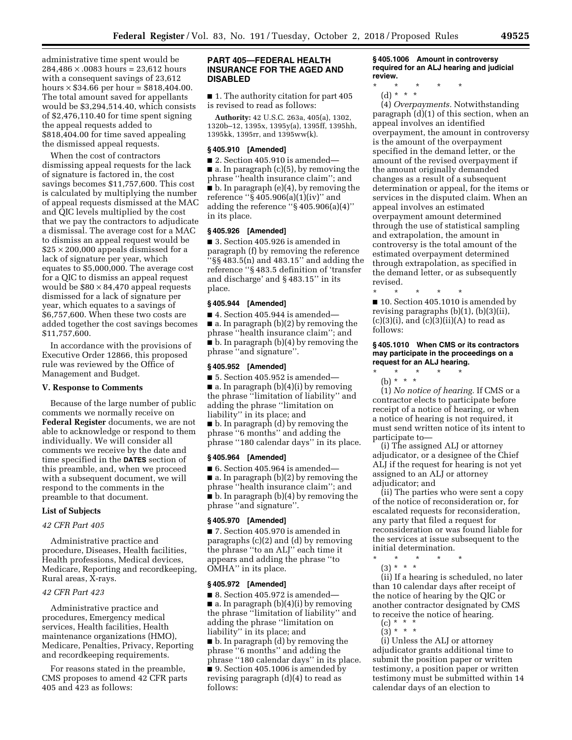administrative time spent would be 284,486 × .0083 hours = 23,612 hours with a consequent savings of 23,612 hours × $34.66 per hour = $818,404.00. The total amount saved for appellants would be $3,294,514.40, which consists of $2,476,110.40 for time spent signing the appeal requests added to $818,404.00 for time saved appealing the dismissed appeal requests.

When the cost of contractors dismissing appeal requests for the lack of signature is factored in, the cost savings becomes $11,757,600. This cost is calculated by multiplying the number of appeal requests dismissed at the MAC and QIC levels multiplied by the cost that we pay the contractors to adjudicate a dismissal. The average cost for a MAC to dismiss an appeal request would be $25 × 200,000 appeals dismissed for a lack of signature per year, which equates to $5,000,000. The average cost for a QIC to dismiss an appeal request would be $80 × 84,470 appeal requests dismissed for a lack of signature per year, which equates to a savings of $6,757,600. When these two costs are added together the cost savings becomes $11,757,600.

In accordance with the provisions of Executive Order 12866, this proposed rule was reviewed by the Office of Management and Budget.

## V. Response to Comments

Because of the large number of public comments we normally receive on **Federal Register** documents, we are not able to acknowledge or respond to them individually. We will consider all comments we receive by the date and time specified in the **DATES** section of this preamble, and, when we proceed with a subsequent document, we will respond to the comments in the preamble to that document.

## List of Subjects

*42 CFR Part 405*

Administrative practice and procedure, Diseases, Health facilities, Health professions, Medical devices, Medicare, Reporting and recordkeeping, Rural areas, X-rays.

*42 CFR Part 423*

Administrative practice and procedures, Emergency medical services, Health facilities, Health maintenance organizations (HMO), Medicare, Penalties, Privacy, Reporting and recordkeeping requirements.

For reasons stated in the preamble, CMS proposes to amend 42 CFR parts 405 and 423 as follows:

## PART 405—FEDERAL HEALTH INSURANCE FOR THE AGED AND DISABLED

■ 1. The authority citation for part 405 is revised to read as follows:

**Authority:** 42 U.S.C. 263a, 405(a), 1302, 1320b–12, 1395x, 1395y(a), 1395ff, 1395hh, 1395kk, 1395rr, and 1395ww(k).

### § 405.910 [Amended]

■ 2. Section 405.910 is amended—

■ a. In paragraph (c)(5), by removing the phrase ''health insurance claim''; and

■ b. In paragraph (e)(4), by removing the reference ''§ 405.906(a)(1)(iv)'' and adding the reference ''§ 405.906(a)(4)'' in its place.

### § 405.926 [Amended]

■ 3. Section 405.926 is amended in paragraph (f) by removing the reference ''§§ 483.5(n) and 483.15'' and adding the reference ''§ 483.5 definition of 'transfer and discharge' and § 483.15'' in its place.

### § 405.944 [Amended]

■ 4. Section 405.944 is amended—

■ a. In paragraph (b)(2) by removing the phrase ''health insurance claim''; and

■ b. In paragraph (b)(4) by removing the phrase ''and signature''.

### § 405.952 [Amended]

■ 5. Section 405.952 is amended—

■ a. In paragraph (b)(4)(i) by removing the phrase ''limitation of liability'' and adding the phrase ''limitation on liability'' in its place; and

■ b. In paragraph (d) by removing the phrase ''6 months'' and adding the phrase ''180 calendar days'' in its place.

### § 405.964 [Amended]

■ 6. Section 405.964 is amended—

■ a. In paragraph (b)(2) by removing the phrase ''health insurance claim''; and

■ b. In paragraph (b)(4) by removing the phrase ''and signature''.

### § 405.970 [Amended]

■ 7. Section 405.970 is amended in paragraphs (c)(2) and (d) by removing the phrase ''to an ALJ'' each time it appears and adding the phrase ''to OMHA'' in its place.

### § 405.972 [Amended]

■ 8. Section 405.972 is amended—

■ a. In paragraph (b)(4)(i) by removing the phrase ''limitation of liability'' and adding the phrase ''limitation on liability'' in its place; and

■ b. In paragraph (d) by removing the phrase ''6 months'' and adding the phrase ''180 calendar days'' in its place.

■ 9. Section 405.1006 is amended by revising paragraph (d)(4) to read as follows:

### § 405.1006 Amount in controversy required for an ALJ hearing and judicial review.

\* \* \* \* \*

(d) \* \* \*

(4) *Overpayments.* Notwithstanding paragraph (d)(1) of this section, when an appeal involves an identified overpayment, the amount in controversy is the amount of the overpayment specified in the demand letter, or the amount of the revised overpayment if the amount originally demanded changes as a result of a subsequent determination or appeal, for the items or services in the disputed claim. When an appeal involves an estimated overpayment amount determined through the use of statistical sampling and extrapolation, the amount in controversy is the total amount of the estimated overpayment determined through extrapolation, as specified in the demand letter, or as subsequently revised.

\* \* \* \* \*

■ 10. Section 405.1010 is amended by revising paragraphs (b)(1), (b)(3)(ii), (c)(3)(i), and (c)(3)(ii)(A) to read as follows:

### § 405.1010 When CMS or its contractors may participate in the proceedings on a request for an ALJ hearing.

\* \* \* \* \*

(b) \* \* \*

(1) *No notice of hearing.* If CMS or a contractor elects to participate before receipt of a notice of hearing, or when a notice of hearing is not required, it must send written notice of its intent to participate to—

(i) The assigned ALJ or attorney adjudicator, or a designee of the Chief ALJ if the request for hearing is not yet assigned to an ALJ or attorney adjudicator; and

(ii) The parties who were sent a copy of the notice of reconsideration or, for escalated requests for reconsideration, any party that filed a request for reconsideration or was found liable for the services at issue subsequent to the initial determination.

\* \* \* \* \*

(3) \* \* \*

(ii) If a hearing is scheduled, no later than 10 calendar days after receipt of the notice of hearing by the QIC or another contractor designated by CMS to receive the notice of hearing.

(c) \* \* \*

(3) \* \* \*

(i) Unless the ALJ or attorney adjudicator grants additional time to submit the position paper or written testimony, a position paper or written testimony must be submitted within 14 calendar days of an election to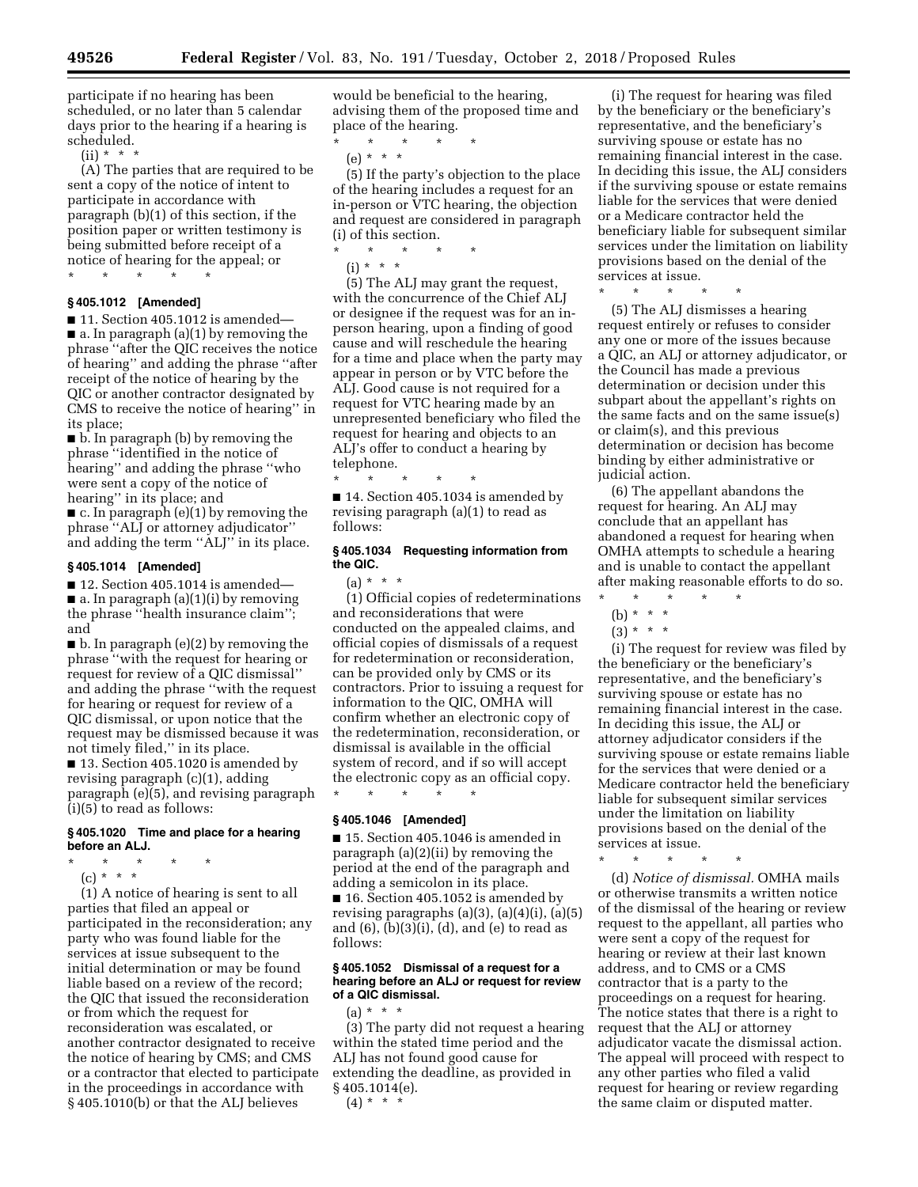participate if no hearing has been scheduled, or no later than 5 calendar days prior to the hearing if a hearing is scheduled.

(ii) * * *

(A) The parties that are required to be sent a copy of the notice of intent to participate in accordance with paragraph (b)(1) of this section, if the position paper or written testimony is being submitted before receipt of a notice of hearing for the appeal; or

\* \* \* \* \*

### § 405.1012 [Amended]

■ 11. Section 405.1012 is amended—

■ a. In paragraph (a)(1) by removing the phrase ''after the QIC receives the notice of hearing'' and adding the phrase ''after receipt of the notice of hearing by the QIC or another contractor designated by CMS to receive the notice of hearing'' in its place;

■ b. In paragraph (b) by removing the phrase ''identified in the notice of hearing'' and adding the phrase ''who were sent a copy of the notice of hearing'' in its place; and

■ c. In paragraph (e)(1) by removing the phrase ''ALJ or attorney adjudicator'' and adding the term ''ALJ'' in its place.

### § 405.1014 [Amended]

■ 12. Section 405.1014 is amended—

■ a. In paragraph (a)(1)(i) by removing the phrase ''health insurance claim''; and

■ b. In paragraph (e)(2) by removing the phrase ''with the request for hearing or request for review of a QIC dismissal'' and adding the phrase ''with the request for hearing or request for review of a QIC dismissal, or upon notice that the request may be dismissed because it was not timely filed,'' in its place.

■ 13. Section 405.1020 is amended by revising paragraph (c)(1), adding paragraph (e)(5), and revising paragraph (i)(5) to read as follows:

### § 405.1020 Time and place for a hearing before an ALJ.

\* \* \* \* \*

(c) * * *

(1) A notice of hearing is sent to all parties that filed an appeal or participated in the reconsideration; any party who was found liable for the services at issue subsequent to the initial determination or may be found liable based on a review of the record; the QIC that issued the reconsideration or from which the request for reconsideration was escalated, or another contractor designated to receive the notice of hearing by CMS; and CMS or a contractor that elected to participate in the proceedings in accordance with § 405.1010(b) or that the ALJ believes would be beneficial to the hearing, advising them of the proposed time and place of the hearing.

\* \* \* \* \*

(e) * * *

(5) If the party's objection to the place of the hearing includes a request for an in-person or VTC hearing, the objection and request are considered in paragraph (i) of this section.

\* \* \* \* \*

(i) * * *

(5) The ALJ may grant the request, with the concurrence of the Chief ALJ or designee if the request was for an in-person hearing, upon a finding of good cause and will reschedule the hearing for a time and place when the party may appear in person or by VTC before the ALJ. Good cause is not required for a request for VTC hearing made by an unrepresented beneficiary who filed the request for hearing and objects to an ALJ's offer to conduct a hearing by telephone.

\* \* \* \* \*

■ 14. Section 405.1034 is amended by revising paragraph (a)(1) to read as follows:

### § 405.1034 Requesting information from the QIC.

(a) * * *

(1) Official copies of redeterminations and reconsiderations that were conducted on the appealed claims, and official copies of dismissals of a request for redetermination or reconsideration, can be provided only by CMS or its contractors. Prior to issuing a request for information to the QIC, OMHA will confirm whether an electronic copy of the redetermination, reconsideration, or dismissal is available in the official system of record, and if so will accept the electronic copy as an official copy.

\* \* \* \* \*

### § 405.1046 [Amended]

■ 15. Section 405.1046 is amended in paragraph (a)(2)(ii) by removing the period at the end of the paragraph and adding a semicolon in its place.

■ 16. Section 405.1052 is amended by revising paragraphs (a)(3), (a)(4)(i), (a)(5) and (6), (b)(3)(i), (d), and (e) to read as follows:

### § 405.1052 Dismissal of a request for a hearing before an ALJ or request for review of a QIC dismissal.

(a) * * *

(3) The party did not request a hearing within the stated time period and the ALJ has not found good cause for extending the deadline, as provided in § 405.1014(e).

(4) * * *

(i) The request for hearing was filed by the beneficiary or the beneficiary's representative, and the beneficiary's surviving spouse or estate has no remaining financial interest in the case. In deciding this issue, the ALJ considers if the surviving spouse or estate remains liable for the services that were denied or a Medicare contractor held the beneficiary liable for subsequent similar services under the limitation on liability provisions based on the denial of the services at issue.

\* \* \* \* \*

(5) The ALJ dismisses a hearing request entirely or refuses to consider any one or more of the issues because a QIC, an ALJ or attorney adjudicator, or the Council has made a previous determination or decision under this subpart about the appellant's rights on the same facts and on the same issue(s) or claim(s), and this previous determination or decision has become binding by either administrative or judicial action.

(6) The appellant abandons the request for hearing. An ALJ may conclude that an appellant has abandoned a request for hearing when OMHA attempts to schedule a hearing and is unable to contact the appellant after making reasonable efforts to do so.

\* \* \* \* \*

(b) * * *

(3) * * *

(i) The request for review was filed by the beneficiary or the beneficiary's representative, and the beneficiary's surviving spouse or estate has no remaining financial interest in the case. In deciding this issue, the ALJ or attorney adjudicator considers if the surviving spouse or estate remains liable for the services that were denied or a Medicare contractor held the beneficiary liable for subsequent similar services under the limitation on liability provisions based on the denial of the services at issue.

\* \* \* \* \*

(d) *Notice of dismissal.* OMHA mails or otherwise transmits a written notice of the dismissal of the hearing or review request to the appellant, all parties who were sent a copy of the request for hearing or review at their last known address, and to CMS or a CMS contractor that is a party to the proceedings on a request for hearing. The notice states that there is a right to request that the ALJ or attorney adjudicator vacate the dismissal action. The appeal will proceed with respect to any other parties who filed a valid request for hearing or review regarding the same claim or disputed matter.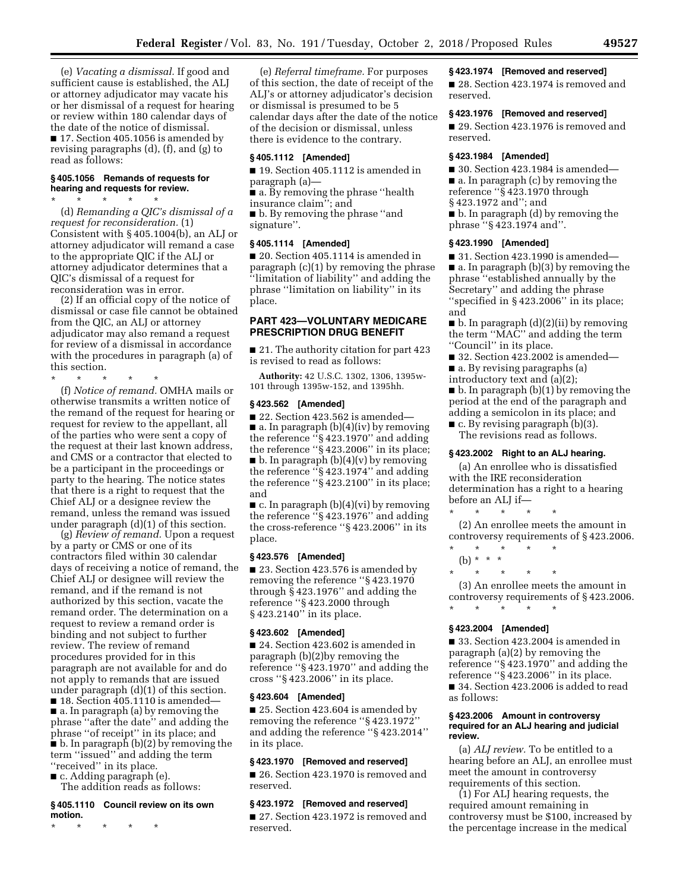(e) *Vacating a dismissal.* If good and sufficient cause is established, the ALJ or attorney adjudicator may vacate his or her dismissal of a request for hearing or review within 180 calendar days of the date of the notice of dismissal.

■ 17. Section 405.1056 is amended by revising paragraphs (d), (f), and (g) to read as follows:

**§ 405.1056 Remands of requests for hearing and requests for review.**

\* \* \* \* \*

(d) *Remanding a QIC's dismissal of a request for reconsideration.* (1) Consistent with § 405.1004(b), an ALJ or attorney adjudicator will remand a case to the appropriate QIC if the ALJ or attorney adjudicator determines that a QIC's dismissal of a request for reconsideration was in error.

(2) If an official copy of the notice of dismissal or case file cannot be obtained from the QIC, an ALJ or attorney adjudicator may also remand a request for review of a dismissal in accordance with the procedures in paragraph (a) of this section.

\* \* \* \* \*

(f) *Notice of remand.* OMHA mails or otherwise transmits a written notice of the remand of the request for hearing or request for review to the appellant, all of the parties who were sent a copy of the request at their last known address, and CMS or a contractor that elected to be a participant in the proceedings or party to the hearing. The notice states that there is a right to request that the Chief ALJ or a designee review the remand, unless the remand was issued under paragraph (d)(1) of this section.

(g) *Review of remand.* Upon a request by a party or CMS or one of its contractors filed within 30 calendar days of receiving a notice of remand, the Chief ALJ or designee will review the remand, and if the remand is not authorized by this section, vacate the remand order. The determination on a request to review a remand order is binding and not subject to further review. The review of remand procedures provided for in this paragraph are not available for and do not apply to remands that are issued under paragraph (d)(1) of this section.

■ 18. Section 405.1110 is amended—

■ a. In paragraph (a) by removing the phrase "after the date" and adding the phrase "of receipt" in its place; and

■ b. In paragraph (b)(2) by removing the term "issued" and adding the term "received" in its place.

■ c. Adding paragraph (e).

The addition reads as follows:

**§ 405.1110 Council review on its own motion.**

\* \* \* \* \*

(e) *Referral timeframe.* For purposes of this section, the date of receipt of the ALJ's or attorney adjudicator's decision or dismissal is presumed to be 5 calendar days after the date of the notice of the decision or dismissal, unless there is evidence to the contrary.

**§ 405.1112 [Amended]**

■ 19. Section 405.1112 is amended in paragraph (a)—

■ a. By removing the phrase "health insurance claim"; and

■ b. By removing the phrase "and signature".

**§ 405.1114 [Amended]**

■ 20. Section 405.1114 is amended in paragraph (c)(1) by removing the phrase "limitation of liability" and adding the phrase "limitation on liability" in its place.

## PART 423—VOLUNTARY MEDICARE PRESCRIPTION DRUG BENEFIT

■ 21. The authority citation for part 423 is revised to read as follows:

**Authority:** 42 U.S.C. 1302, 1306, 1395w-101 through 1395w-152, and 1395hh.

**§ 423.562 [Amended]**

■ 22. Section 423.562 is amended—

■ a. In paragraph (b)(4)(iv) by removing the reference "§ 423.1970" and adding the reference "§ 423.2006" in its place;

■ b. In paragraph (b)(4)(v) by removing the reference "§ 423.1974" and adding the reference "§ 423.2100" in its place; and

■ c. In paragraph (b)(4)(vi) by removing the reference "§ 423.1976" and adding the cross-reference "§ 423.2006" in its place.

**§ 423.576 [Amended]**

■ 23. Section 423.576 is amended by removing the reference "§ 423.1970 through § 423.1976" and adding the reference "§ 423.2000 through § 423.2140" in its place.

**§ 423.602 [Amended]**

■ 24. Section 423.602 is amended in paragraph (b)(2)by removing the reference "§ 423.1970" and adding the cross "§ 423.2006" in its place.

**§ 423.604 [Amended]**

■ 25. Section 423.604 is amended by removing the reference "§ 423.1972" and adding the reference "§ 423.2014" in its place.

**§ 423.1970 [Removed and reserved]**

■ 26. Section 423.1970 is removed and reserved.

**§ 423.1972 [Removed and reserved]**

■ 27. Section 423.1972 is removed and reserved.

**§ 423.1974 [Removed and reserved]**

■ 28. Section 423.1974 is removed and reserved.

**§ 423.1976 [Removed and reserved]**

■ 29. Section 423.1976 is removed and reserved.

**§ 423.1984 [Amended]**

■ 30. Section 423.1984 is amended—

■ a. In paragraph (c) by removing the reference "§ 423.1970 through § 423.1972 and"; and

■ b. In paragraph (d) by removing the phrase "§ 423.1974 and".

**§ 423.1990 [Amended]**

■ 31. Section 423.1990 is amended—

■ a. In paragraph (b)(3) by removing the phrase "established annually by the Secretary" and adding the phrase "specified in § 423.2006" in its place; and

■ b. In paragraph (d)(2)(ii) by removing the term "MAC" and adding the term "Council" in its place.

■ 32. Section 423.2002 is amended—

■ a. By revising paragraphs (a) introductory text and (a)(2);

■ b. In paragraph (b)(1) by removing the period at the end of the paragraph and adding a semicolon in its place; and

■ c. By revising paragraph (b)(3).

The revisions read as follows.

**§ 423.2002 Right to an ALJ hearing.**

(a) An enrollee who is dissatisfied with the IRE reconsideration determination has a right to a hearing before an ALJ if—

\* \* \* \* \*

(2) An enrollee meets the amount in controversy requirements of § 423.2006.

\* \* \* \* \*

(b) \* \* \*

\* \* \* \* \*

(3) An enrollee meets the amount in controversy requirements of § 423.2006.

\* \* \* \* \*

**§ 423.2004 [Amended]**

■ 33. Section 423.2004 is amended in paragraph (a)(2) by removing the reference "§ 423.1970" and adding the reference "§ 423.2006" in its place.

■ 34. Section 423.2006 is added to read as follows:

**§ 423.2006 Amount in controversy required for an ALJ hearing and judicial review.**

(a) *ALJ review.* To be entitled to a hearing before an ALJ, an enrollee must meet the amount in controversy requirements of this section.

(1) For ALJ hearing requests, the required amount remaining in controversy must be $100, increased by the percentage increase in the medical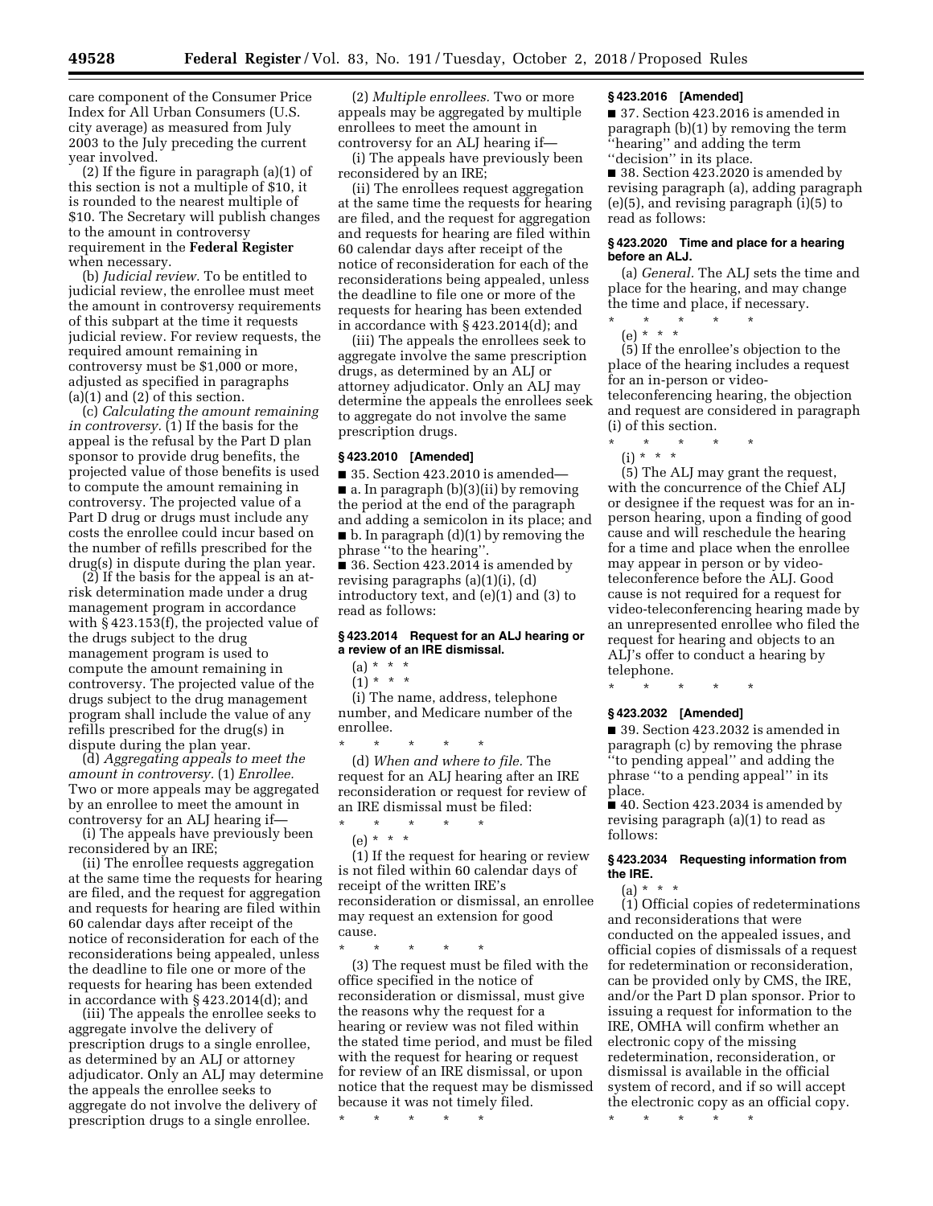care component of the Consumer Price Index for All Urban Consumers (U.S. city average) as measured from July 2003 to the July preceding the current year involved.

(2) If the figure in paragraph (a)(1) of this section is not a multiple of $10, it is rounded to the nearest multiple of $10. The Secretary will publish changes to the amount in controversy requirement in the **Federal Register** when necessary.

(b) *Judicial review.* To be entitled to judicial review, the enrollee must meet the amount in controversy requirements of this subpart at the time it requests judicial review. For review requests, the required amount remaining in controversy must be $1,000 or more, adjusted as specified in paragraphs (a)(1) and (2) of this section.

(c) *Calculating the amount remaining in controversy.* (1) If the basis for the appeal is the refusal by the Part D plan sponsor to provide drug benefits, the projected value of those benefits is used to compute the amount remaining in controversy. The projected value of a Part D drug or drugs must include any costs the enrollee could incur based on the number of refills prescribed for the drug(s) in dispute during the plan year.

(2) If the basis for the appeal is an at-risk determination made under a drug management program in accordance with § 423.153(f), the projected value of the drugs subject to the drug management program is used to compute the amount remaining in controversy. The projected value of the drugs subject to the drug management program shall include the value of any refills prescribed for the drug(s) in dispute during the plan year.

(d) *Aggregating appeals to meet the amount in controversy.* (1) *Enrollee.* Two or more appeals may be aggregated by an enrollee to meet the amount in controversy for an ALJ hearing if—

(i) The appeals have previously been reconsidered by an IRE;

(ii) The enrollee requests aggregation at the same time the requests for hearing are filed, and the request for aggregation and requests for hearing are filed within 60 calendar days after receipt of the notice of reconsideration for each of the reconsiderations being appealed, unless the deadline to file one or more of the requests for hearing has been extended in accordance with § 423.2014(d); and

(iii) The appeals the enrollee seeks to aggregate involve the delivery of prescription drugs to a single enrollee, as determined by an ALJ or attorney adjudicator. Only an ALJ may determine the appeals the enrollee seeks to aggregate do not involve the delivery of prescription drugs to a single enrollee.

(2) *Multiple enrollees.* Two or more appeals may be aggregated by multiple enrollees to meet the amount in controversy for an ALJ hearing if—

(i) The appeals have previously been reconsidered by an IRE;

(ii) The enrollees request aggregation at the same time the requests for hearing are filed, and the request for aggregation and requests for hearing are filed within 60 calendar days after receipt of the notice of reconsideration for each of the reconsiderations being appealed, unless the deadline to file one or more of the requests for hearing has been extended in accordance with § 423.2014(d); and

(iii) The appeals the enrollees seek to aggregate involve the same prescription drugs, as determined by an ALJ or attorney adjudicator. Only an ALJ may determine the appeals the enrollees seek to aggregate do not involve the same prescription drugs.

### § 423.2010 [Amended]

■ 35. Section 423.2010 is amended—

■ a. In paragraph (b)(3)(ii) by removing the period at the end of the paragraph and adding a semicolon in its place; and

■ b. In paragraph (d)(1) by removing the phrase "to the hearing".

■ 36. Section 423.2014 is amended by revising paragraphs (a)(1)(i), (d) introductory text, and (e)(1) and (3) to read as follows:

### § 423.2014 Request for an ALJ hearing or a review of an IRE dismissal.

(a) * * *

(1) * * *

(i) The name, address, telephone number, and Medicare number of the enrollee.

\* \* \* \* \*

(d) *When and where to file.* The request for an ALJ hearing after an IRE reconsideration or request for review of an IRE dismissal must be filed:

\* \* \* \* \*

(e) * * *

(1) If the request for hearing or review is not filed within 60 calendar days of receipt of the written IRE's reconsideration or dismissal, an enrollee may request an extension for good cause.

\* \* \* \* \*

(3) The request must be filed with the office specified in the notice of reconsideration or dismissal, must give the reasons why the request for a hearing or review was not filed within the stated time period, and must be filed with the request for hearing or request for review of an IRE dismissal, or upon notice that the request may be dismissed because it was not timely filed.

\* \* \* \* \*

### § 423.2016 [Amended]

■ 37. Section 423.2016 is amended in paragraph (b)(1) by removing the term "hearing" and adding the term "decision" in its place.

■ 38. Section 423.2020 is amended by revising paragraph (a), adding paragraph (e)(5), and revising paragraph (i)(5) to read as follows:

### § 423.2020 Time and place for a hearing before an ALJ.

(a) *General.* The ALJ sets the time and place for the hearing, and may change the time and place, if necessary.

\* \* \* \* \*

(e) * * *

(5) If the enrollee's objection to the place of the hearing includes a request for an in-person or video-teleconferencing hearing, the objection and request are considered in paragraph (i) of this section.

\* \* \* \* \*

(i) * * *

(5) The ALJ may grant the request, with the concurrence of the Chief ALJ or designee if the request was for an in-person hearing, upon a finding of good cause and will reschedule the hearing for a time and place when the enrollee may appear in person or by video-teleconference before the ALJ. Good cause is not required for a request for video-teleconferencing hearing made by an unrepresented enrollee who filed the request for hearing and objects to an ALJ's offer to conduct a hearing by telephone.

\* \* \* \* \*

### § 423.2032 [Amended]

■ 39. Section 423.2032 is amended in paragraph (c) by removing the phrase "to pending appeal" and adding the phrase "to a pending appeal" in its place.

■ 40. Section 423.2034 is amended by revising paragraph (a)(1) to read as follows:

### § 423.2034 Requesting information from the IRE.

(a) * * *

(1) Official copies of redeterminations and reconsiderations that were conducted on the appealed issues, and official copies of dismissals of a request for redetermination or reconsideration, can be provided only by CMS, the IRE, and/or the Part D plan sponsor. Prior to issuing a request for information to the IRE, OMHA will confirm whether an electronic copy of the missing redetermination, reconsideration, or dismissal is available in the official system of record, and if so will accept the electronic copy as an official copy.

\* \* \* \* \*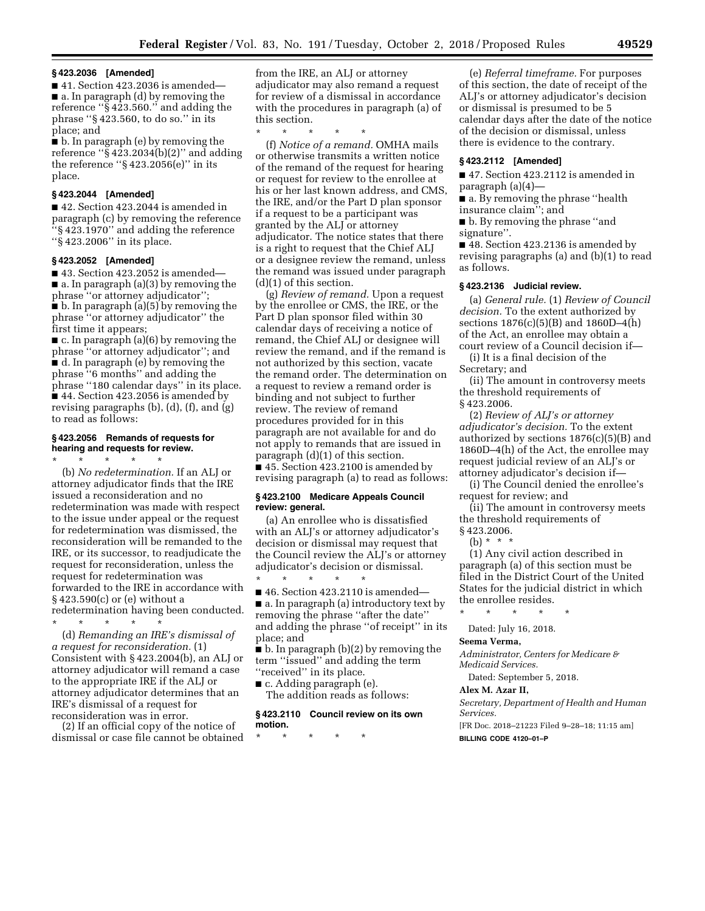### § 423.2036 [Amended]

■ 41. Section 423.2036 is amended—

■ a. In paragraph (d) by removing the reference "§ 423.560." and adding the phrase "§ 423.560, to do so." in its place; and

■ b. In paragraph (e) by removing the reference "§ 423.2034(b)(2)" and adding the reference "§ 423.2056(e)" in its place.

### § 423.2044 [Amended]

■ 42. Section 423.2044 is amended in paragraph (c) by removing the reference "§ 423.1970" and adding the reference "§ 423.2006" in its place.

### § 423.2052 [Amended]

■ 43. Section 423.2052 is amended—

■ a. In paragraph (a)(3) by removing the phrase "or attorney adjudicator";

■ b. In paragraph (a)(5) by removing the phrase "or attorney adjudicator" the first time it appears;

■ c. In paragraph (a)(6) by removing the phrase "or attorney adjudicator"; and

■ d. In paragraph (e) by removing the phrase "6 months" and adding the phrase "180 calendar days" in its place.

■ 44. Section 423.2056 is amended by revising paragraphs (b), (d), (f), and (g) to read as follows:

### § 423.2056 Remands of requests for hearing and requests for review.

\* \* \* \* \*

(b) *No redetermination.* If an ALJ or attorney adjudicator finds that the IRE issued a reconsideration and no redetermination was made with respect to the issue under appeal or the request for redetermination was dismissed, the reconsideration will be remanded to the IRE, or its successor, to readjudicate the request for reconsideration, unless the request for redetermination was forwarded to the IRE in accordance with § 423.590(c) or (e) without a redetermination having been conducted.

\* \* \* \* \*

(d) *Remanding an IRE's dismissal of a request for reconsideration.* (1) Consistent with § 423.2004(b), an ALJ or attorney adjudicator will remand a case to the appropriate IRE if the ALJ or attorney adjudicator determines that an IRE's dismissal of a request for reconsideration was in error.

(2) If an official copy of the notice of dismissal or case file cannot be obtained from the IRE, an ALJ or attorney adjudicator may also remand a request for review of a dismissal in accordance with the procedures in paragraph (a) of this section.

\* \* \* \* \*

(f) *Notice of a remand.* OMHA mails or otherwise transmits a written notice of the remand of the request for hearing or request for review to the enrollee at his or her last known address, and CMS, the IRE, and/or the Part D plan sponsor if a request to be a participant was granted by the ALJ or attorney adjudicator. The notice states that there is a right to request that the Chief ALJ or a designee review the remand, unless the remand was issued under paragraph (d)(1) of this section.

(g) *Review of remand.* Upon a request by the enrollee or CMS, the IRE, or the Part D plan sponsor filed within 30 calendar days of receiving a notice of remand, the Chief ALJ or designee will review the remand, and if the remand is not authorized by this section, vacate the remand order. The determination on a request to review a remand order is binding and not subject to further review. The review of remand procedures provided for in this paragraph are not available for and do not apply to remands that are issued in paragraph (d)(1) of this section.

■ 45. Section 423.2100 is amended by revising paragraph (a) to read as follows:

### § 423.2100 Medicare Appeals Council review: general.

(a) An enrollee who is dissatisfied with an ALJ's or attorney adjudicator's decision or dismissal may request that the Council review the ALJ's or attorney adjudicator's decision or dismissal.

\* \* \* \* \*

■ 46. Section 423.2110 is amended—

■ a. In paragraph (a) introductory text by removing the phrase "after the date" and adding the phrase "of receipt" in its place; and

■ b. In paragraph (b)(2) by removing the term "issued" and adding the term "received" in its place.

■ c. Adding paragraph (e).

The addition reads as follows:

### § 423.2110 Council review on its own motion.

\* \* \* \* \*

(e) *Referral timeframe.* For purposes of this section, the date of receipt of the ALJ's or attorney adjudicator's decision or dismissal is presumed to be 5 calendar days after the date of the notice of the decision or dismissal, unless there is evidence to the contrary.

### § 423.2112 [Amended]

■ 47. Section 423.2112 is amended in paragraph (a)(4)—

■ a. By removing the phrase "health insurance claim"; and

■ b. By removing the phrase "and signature".

■ 48. Section 423.2136 is amended by revising paragraphs (a) and (b)(1) to read as follows:

### § 423.2136 Judicial review.

(a) *General rule.* (1) *Review of Council decision.* To the extent authorized by sections 1876(c)(5)(B) and 1860D–4(h) of the Act, an enrollee may obtain a court review of a Council decision if—

(i) It is a final decision of the Secretary; and

(ii) The amount in controversy meets the threshold requirements of § 423.2006.

(2) *Review of ALJ's or attorney adjudicator's decision.* To the extent authorized by sections 1876(c)(5)(B) and 1860D–4(h) of the Act, the enrollee may request judicial review of an ALJ's or attorney adjudicator's decision if—

(i) The Council denied the enrollee's request for review; and

(ii) The amount in controversy meets the threshold requirements of § 423.2006.

(b) \* \* \*

(1) Any civil action described in paragraph (a) of this section must be filed in the District Court of the United States for the judicial district in which the enrollee resides.

\* \* \* \* \*

Dated: July 16, 2018.

**Seema Verma,**

*Administrator, Centers for Medicare & Medicaid Services.*

Dated: September 5, 2018.

**Alex M. Azar II,**

*Secretary, Department of Health and Human Services.*

[FR Doc. 2018–21223 Filed 9–28–18; 11:15 am]

**BILLING CODE 4120–01–P**